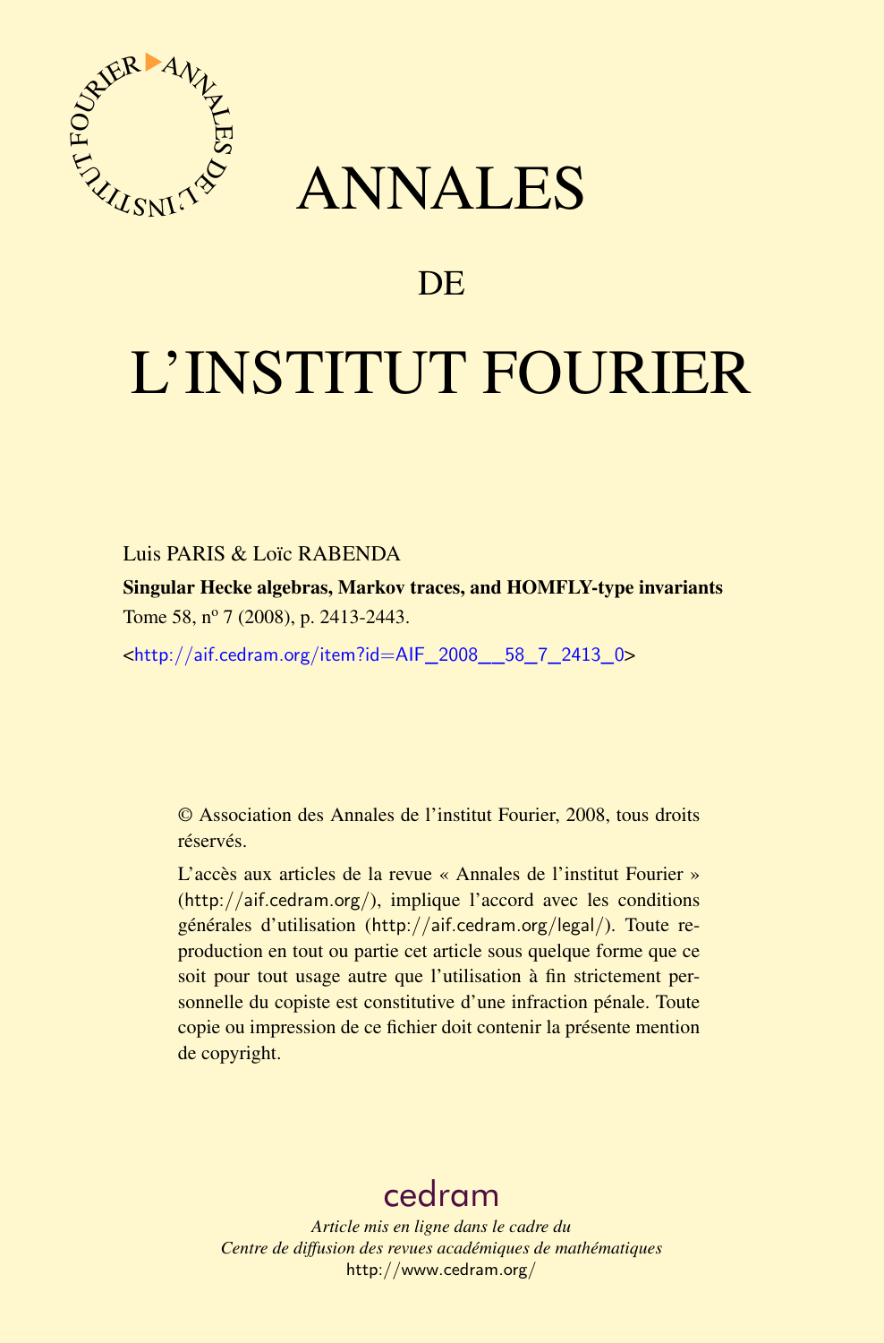# ANNALES

# DE

# L'INSTITUT FOURIER

Luis PARIS & Loïc RABENDA

**Singular Hecke algebras, Markov traces, and HOMFLY-type invariants**

Tome 58, nº 7 (2008), p. 2413-2443.

<http://aif.cedram.org/item?id=AIF_2008__58_7_2413_0>

© Association des Annales de l'institut Fourier, 2008, tous droits réservés.

L'accès aux articles de la revue « Annales de l'institut Fourier » (http://aif.cedram.org/), implique l'accord avec les conditions générales d'utilisation (http://aif.cedram.org/legal/). Toute reproduction en tout ou partie cet article sous quelque forme que ce soit pour tout usage autre que l'utilisation à fin strictement personnelle du copiste est constitutive d'une infraction pénale. Toute copie ou impression de ce fichier doit contenir la présente mention de copyright.

cedram

*Article mis en ligne dans le cadre du*
*Centre de diffusion des revues académiques de mathématiques*
http://www.cedram.org/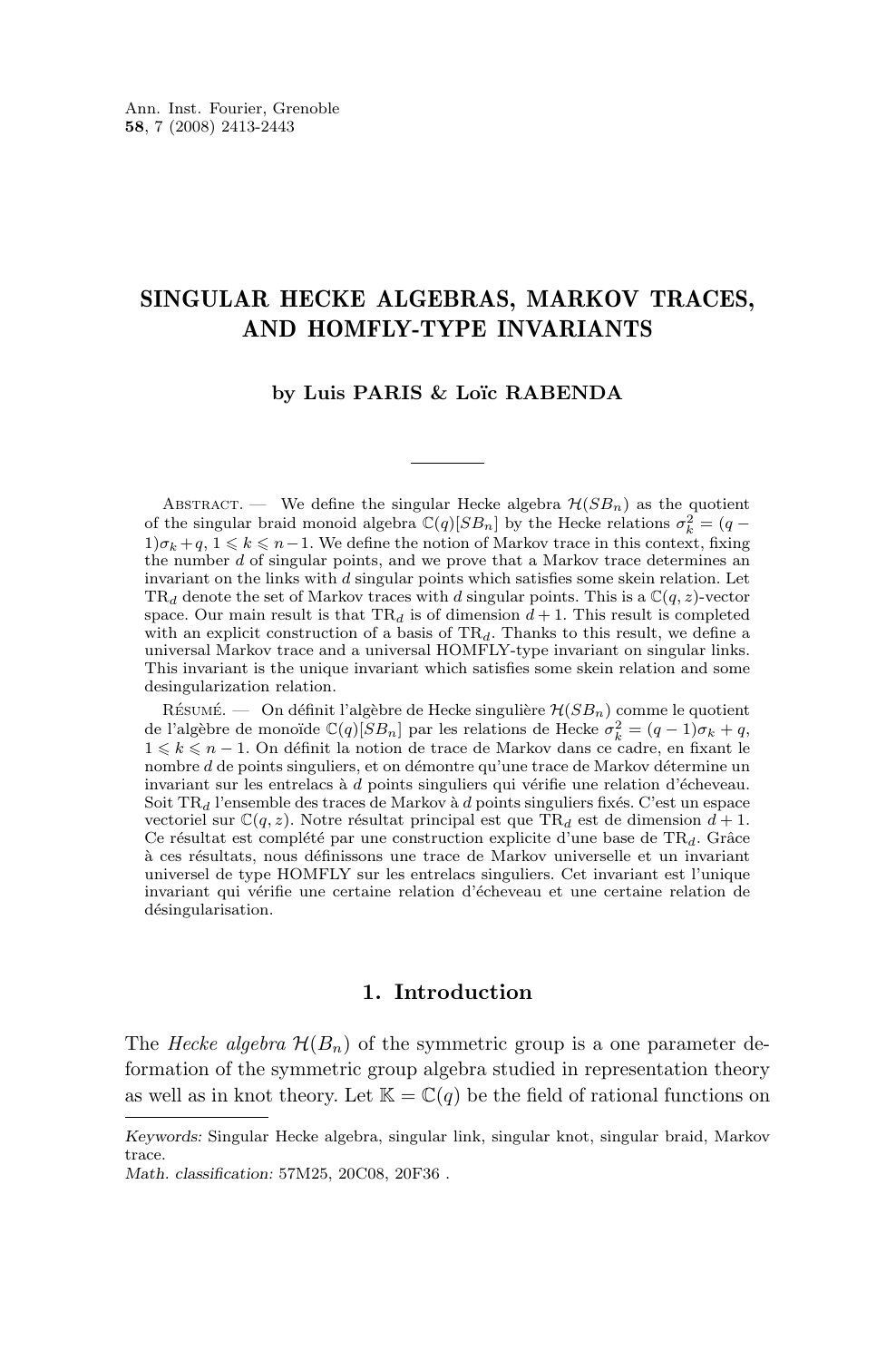# SINGULAR HECKE ALGEBRAS, MARKOV TRACES, AND HOMFLY-TYPE INVARIANTS

**by Luis PARIS & Loïc RABENDA**

Abstract. — We define the singular Hecke algebra $\mathcal{H}(SB_n)$ as the quotient of the singular braid monoid algebra $\mathbb{C}(q)[SB_n]$ by the Hecke relations $\sigma_k^2 = (q-1)\sigma_k + q$, $1 \leqslant k \leqslant n-1$. We define the notion of Markov trace in this context, fixing the number $d$ of singular points, and we prove that a Markov trace determines an invariant on the links with $d$ singular points which satisfies some skein relation. Let $\mathrm{TR}_d$ denote the set of Markov traces with $d$ singular points. This is a $\mathbb{C}(q,z)$-vector space. Our main result is that $\mathrm{TR}_d$ is of dimension $d+1$. This result is completed with an explicit construction of a basis of $\mathrm{TR}_d$. Thanks to this result, we define a universal Markov trace and a universal HOMFLY-type invariant on singular links. This invariant is the unique invariant which satisfies some skein relation and some desingularization relation.

Résumé. — On définit l'algèbre de Hecke singulière $\mathcal{H}(SB_n)$ comme le quotient de l'algèbre de monoïde $\mathbb{C}(q)[SB_n]$ par les relations de Hecke $\sigma_k^2 = (q-1)\sigma_k + q$, $1 \leqslant k \leqslant n-1$. On définit la notion de trace de Markov dans ce cadre, en fixant le nombre $d$ de points singuliers, et on démontre qu'une trace de Markov détermine un invariant sur les entrelacs à $d$ points singuliers qui vérifie une relation d'écheveau. Soit $\mathrm{TR}_d$ l'ensemble des traces de Markov à $d$ points singuliers fixés. C'est un espace vectoriel sur $\mathbb{C}(q,z)$. Notre résultat principal est que $\mathrm{TR}_d$ est de dimension $d+1$. Ce résultat est complété par une construction explicite d'une base de $\mathrm{TR}_d$. Grâce à ces résultats, nous définissons une trace de Markov universelle et un invariant universel de type HOMFLY sur les entrelacs singuliers. Cet invariant est l'unique invariant qui vérifie une certaine relation d'écheveau et une certaine relation de désingularisation.

## 1. Introduction

The *Hecke algebra* $\mathcal{H}(B_n)$ of the symmetric group is a one parameter deformation of the symmetric group algebra studied in representation theory as well as in knot theory. Let $\mathbb{K} = \mathbb{C}(q)$ be the field of rational functions on

*Keywords:* Singular Hecke algebra, singular link, singular knot, singular braid, Markov trace.

*Math. classification:* 57M25, 20C08, 20F36 .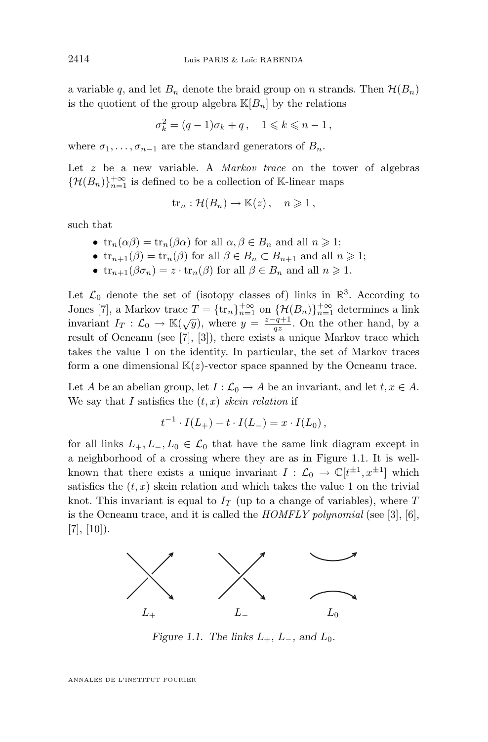a variable $q$, and let $B_n$ denote the braid group on $n$ strands. Then $\mathcal{H}(B_n)$ is the quotient of the group algebra $\mathbb{K}[B_n]$ by the relations

$$\sigma_k^2 = (q-1)\sigma_k + q\,, \quad 1 \leqslant k \leqslant n-1\,,$$

where $\sigma_1, \dots, \sigma_{n-1}$ are the standard generators of $B_n$.

Let $z$ be a new variable. A *Markov trace* on the tower of algebras $\{\mathcal{H}(B_n)\}_{n=1}^{+\infty}$ is defined to be a collection of $\mathbb{K}$-linear maps

$$\mathrm{tr}_n : \mathcal{H}(B_n) \to \mathbb{K}(z)\,, \quad n \geqslant 1\,,$$

such that

- $\mathrm{tr}_n(\alpha\beta) = \mathrm{tr}_n(\beta\alpha)$ for all $\alpha, \beta \in B_n$ and all $n \geqslant 1$;
- $\mathrm{tr}_{n+1}(\beta) = \mathrm{tr}_n(\beta)$ for all $\beta \in B_n \subset B_{n+1}$ and all $n \geqslant 1$;
- $\mathrm{tr}_{n+1}(\beta\sigma_n) = z \cdot \mathrm{tr}_n(\beta)$ for all $\beta \in B_n$ and all $n \geqslant 1$.

Let $\mathcal{L}_0$ denote the set of (isotopy classes of) links in $\mathbb{R}^3$. According to Jones [7], a Markov trace $T = \{\mathrm{tr}_n\}_{n=1}^{+\infty}$ on $\{\mathcal{H}(B_n)\}_{n=1}^{+\infty}$ determines a link invariant $I_T : \mathcal{L}_0 \to \mathbb{K}(\sqrt{y})$, where $y = \frac{z-q+1}{qz}$. On the other hand, by a result of Ocneanu (see [7], [3]), there exists a unique Markov trace which takes the value 1 on the identity. In particular, the set of Markov traces form a one dimensional $\mathbb{K}(z)$-vector space spanned by the Ocneanu trace.

Let $A$ be an abelian group, let $I : \mathcal{L}_0 \to A$ be an invariant, and let $t, x \in A$. We say that $I$ satisfies the $(t,x)$ *skein relation* if

$$t^{-1} \cdot I(L_+) - t \cdot I(L_-) = x \cdot I(L_0)\,,$$

for all links $L_+, L_-, L_0 \in \mathcal{L}_0$ that have the same link diagram except in a neighborhood of a crossing where they are as in Figure 1.1. It is well-known that there exists a unique invariant $I : \mathcal{L}_0 \to \mathbb{C}[t^{\pm 1}, x^{\pm 1}]$ which satisfies the $(t,x)$ skein relation and which takes the value 1 on the trivial knot. This invariant is equal to $I_T$ (up to a change of variables), where $T$ is the Ocneanu trace, and it is called the *HOMFLY polynomial* (see [3], [6], [7], [10]).

$L_+$ $\qquad$ $L_-$ $\qquad$ $L_0$

*Figure 1.1. The links $L_+$, $L_-$, and $L_0$.*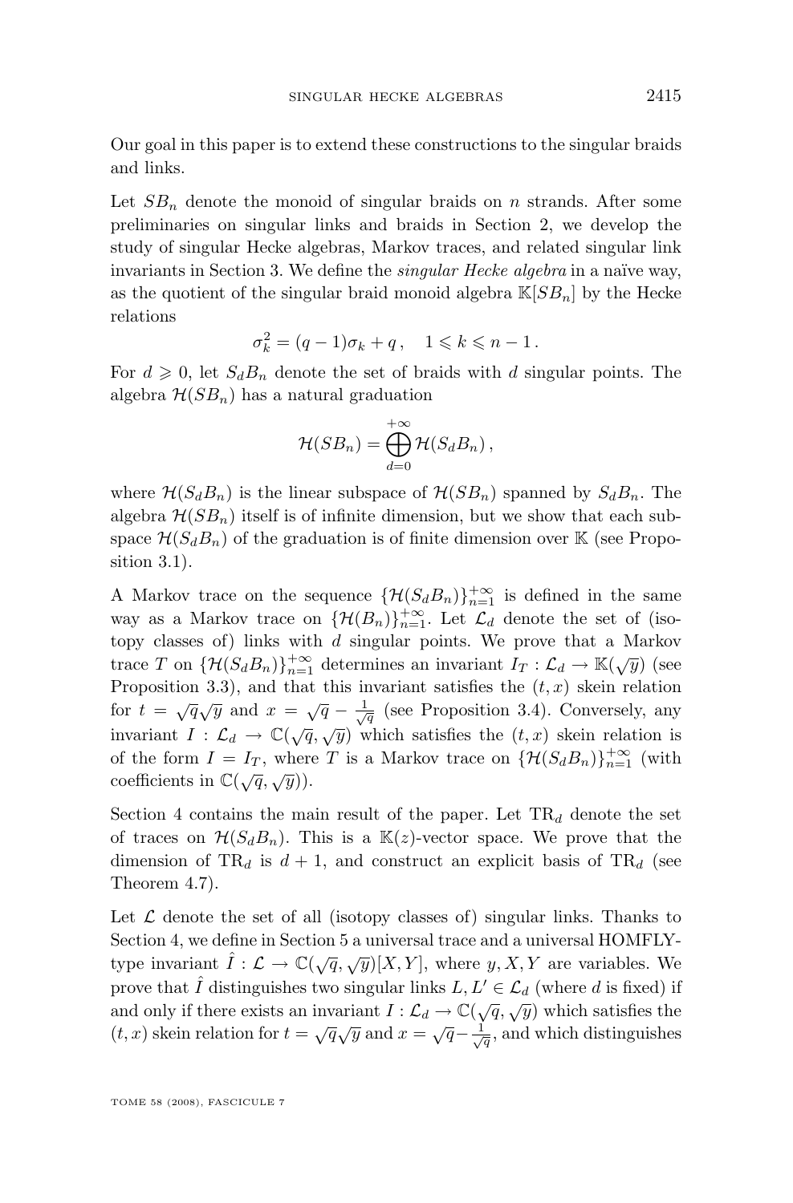Our goal in this paper is to extend these constructions to the singular braids and links.

Let $SB_n$ denote the monoid of singular braids on $n$ strands. After some preliminaries on singular links and braids in Section 2, we develop the study of singular Hecke algebras, Markov traces, and related singular link invariants in Section 3. We define the *singular Hecke algebra* in a naïve way, as the quotient of the singular braid monoid algebra $\mathbb{K}[SB_n]$ by the Hecke relations

$$\sigma_k^2 = (q-1)\sigma_k + q\,, \quad 1 \leqslant k \leqslant n-1\,.$$

For $d \geqslant 0$, let $S_dB_n$ denote the set of braids with $d$ singular points. The algebra $\mathcal{H}(SB_n)$ has a natural graduation

$$\mathcal{H}(SB_n) = \bigoplus_{d=0}^{+\infty} \mathcal{H}(S_dB_n)\,,$$

where $\mathcal{H}(S_dB_n)$ is the linear subspace of $\mathcal{H}(SB_n)$ spanned by $S_dB_n$. The algebra $\mathcal{H}(SB_n)$ itself is of infinite dimension, but we show that each subspace $\mathcal{H}(S_dB_n)$ of the graduation is of finite dimension over $\mathbb{K}$ (see Proposition 3.1).

A Markov trace on the sequence $\{\mathcal{H}(S_dB_n)\}_{n=1}^{+\infty}$ is defined in the same way as a Markov trace on $\{\mathcal{H}(B_n)\}_{n=1}^{+\infty}$. Let $\mathcal{L}_d$ denote the set of (isotopy classes of) links with $d$ singular points. We prove that a Markov trace $T$ on $\{\mathcal{H}(S_dB_n)\}_{n=1}^{+\infty}$ determines an invariant $I_T : \mathcal{L}_d \to \mathbb{K}(\sqrt{y})$ (see Proposition 3.3), and that this invariant satisfies the $(t,x)$ skein relation for $t = \sqrt{q}\sqrt{y}$ and $x = \sqrt{q} - \frac{1}{\sqrt{q}}$ (see Proposition 3.4). Conversely, any invariant $I : \mathcal{L}_d \to \mathbb{C}(\sqrt{q},\sqrt{y})$ which satisfies the $(t,x)$ skein relation is of the form $I = I_T$, where $T$ is a Markov trace on $\{\mathcal{H}(S_dB_n)\}_{n=1}^{+\infty}$ (with coefficients in $\mathbb{C}(\sqrt{q},\sqrt{y})$).

Section 4 contains the main result of the paper. Let $\mathrm{TR}_d$ denote the set of traces on $\mathcal{H}(S_dB_n)$. This is a $\mathbb{K}(z)$-vector space. We prove that the dimension of $\mathrm{TR}_d$ is $d+1$, and construct an explicit basis of $\mathrm{TR}_d$ (see Theorem 4.7).

Let $\mathcal{L}$ denote the set of all (isotopy classes of) singular links. Thanks to Section 4, we define in Section 5 a universal trace and a universal HOMFLY-type invariant $\hat{I} : \mathcal{L} \to \mathbb{C}(\sqrt{q},\sqrt{y})[X,Y]$, where $y, X, Y$ are variables. We prove that $\hat{I}$ distinguishes two singular links $L, L' \in \mathcal{L}_d$ (where $d$ is fixed) if and only if there exists an invariant $I : \mathcal{L}_d \to \mathbb{C}(\sqrt{q},\sqrt{y})$ which satisfies the $(t,x)$ skein relation for $t = \sqrt{q}\sqrt{y}$ and $x = \sqrt{q} - \frac{1}{\sqrt{q}}$, and which distinguishes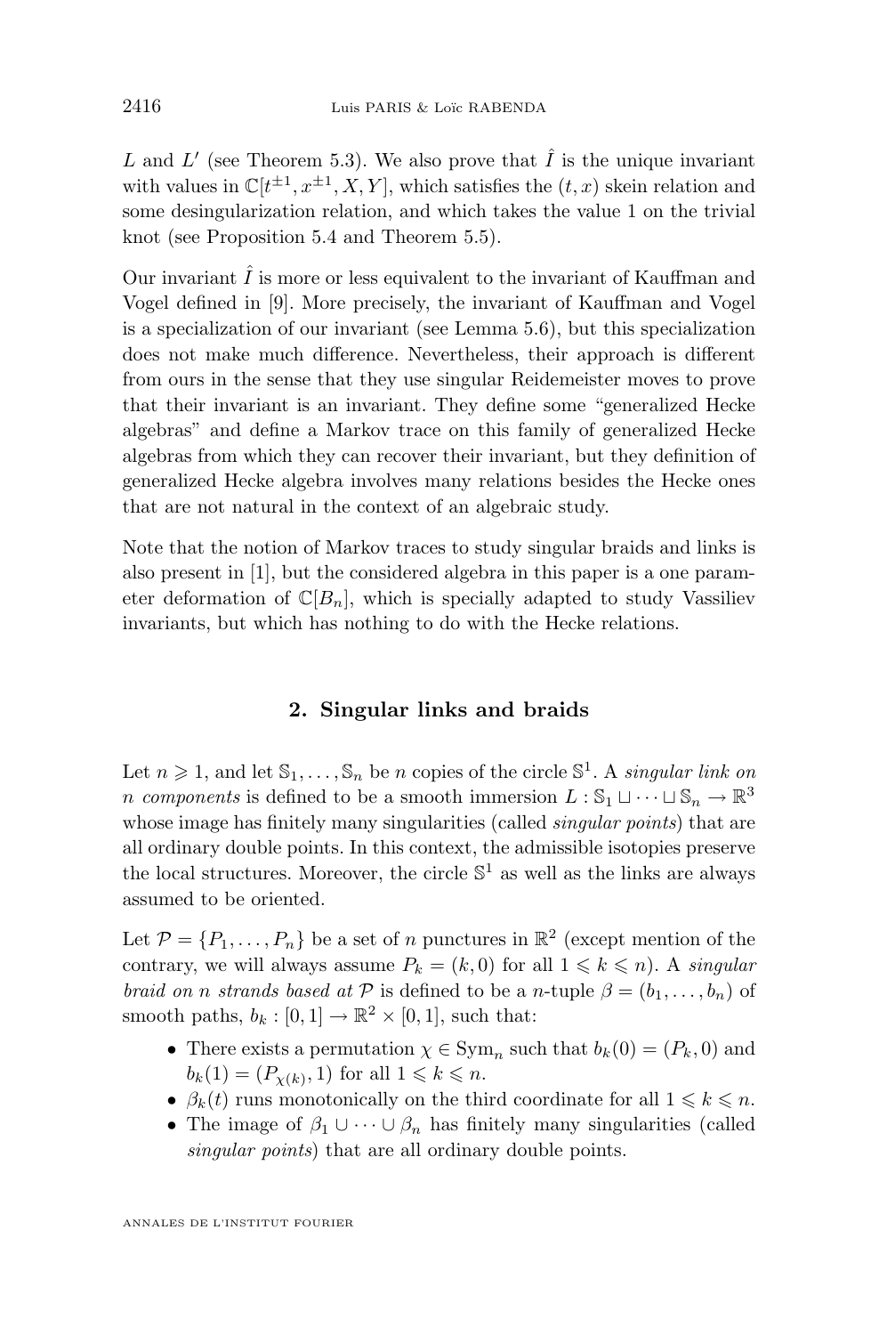$L$ and $L'$ (see Theorem 5.3). We also prove that $\hat{I}$ is the unique invariant with values in $\mathbb{C}[t^{\pm 1}, x^{\pm 1}, X, Y]$, which satisfies the $(t, x)$ skein relation and some desingularization relation, and which takes the value 1 on the trivial knot (see Proposition 5.4 and Theorem 5.5).

Our invariant $\hat{I}$ is more or less equivalent to the invariant of Kauffman and Vogel defined in [9]. More precisely, the invariant of Kauffman and Vogel is a specialization of our invariant (see Lemma 5.6), but this specialization does not make much difference. Nevertheless, their approach is different from ours in the sense that they use singular Reidemeister moves to prove that their invariant is an invariant. They define some "generalized Hecke algebras" and define a Markov trace on this family of generalized Hecke algebras from which they can recover their invariant, but they definition of generalized Hecke algebra involves many relations besides the Hecke ones that are not natural in the context of an algebraic study.

Note that the notion of Markov traces to study singular braids and links is also present in [1], but the considered algebra in this paper is a one parameter deformation of $\mathbb{C}[B_n]$, which is specially adapted to study Vassiliev invariants, but which has nothing to do with the Hecke relations.

## 2. Singular links and braids

Let $n \geqslant 1$, and let $\mathbb{S}_1, \dots, \mathbb{S}_n$ be $n$ copies of the circle $\mathbb{S}^1$. A *singular link on $n$ components* is defined to be a smooth immersion $L : \mathbb{S}_1 \sqcup \dots \sqcup \mathbb{S}_n \to \mathbb{R}^3$ whose image has finitely many singularities (called *singular points*) that are all ordinary double points. In this context, the admissible isotopies preserve the local structures. Moreover, the circle $\mathbb{S}^1$ as well as the links are always assumed to be oriented.

Let $\mathcal{P} = \{P_1, \dots, P_n\}$ be a set of $n$ punctures in $\mathbb{R}^2$ (except mention of the contrary, we will always assume $P_k = (k, 0)$ for all $1 \leqslant k \leqslant n$). A *singular braid on $n$ strands based at $\mathcal{P}$* is defined to be a $n$-tuple $\beta = (b_1, \dots, b_n)$ of smooth paths, $b_k : [0, 1] \to \mathbb{R}^2 \times [0, 1]$, such that:

- There exists a permutation $\chi \in \mathrm{Sym}_n$ such that $b_k(0) = (P_k, 0)$ and $b_k(1) = (P_{\chi(k)}, 1)$ for all $1 \leqslant k \leqslant n$.
- $\beta_k(t)$ runs monotonically on the third coordinate for all $1 \leqslant k \leqslant n$.
- The image of $\beta_1 \cup \dots \cup \beta_n$ has finitely many singularities (called *singular points*) that are all ordinary double points.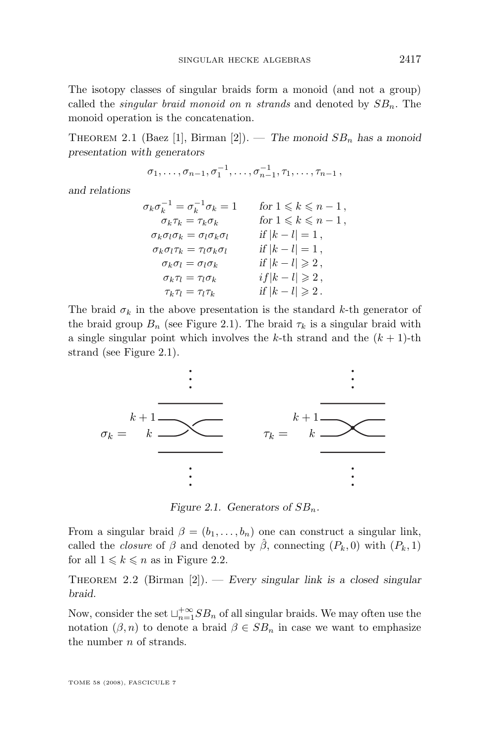The isotopy classes of singular braids form a monoid (and not a group) called the *singular braid monoid on n strands* and denoted by $SB_n$. The monoid operation is the concatenation.

Theorem 2.1 (Baez [1], Birman [2]). — *The monoid $SB_n$ has a monoid presentation with generators*

$$\sigma_1, \dots, \sigma_{n-1}, \sigma_1^{-1}, \dots, \sigma_{n-1}^{-1}, \tau_1, \dots, \tau_{n-1}\,,$$

*and relations*

$$\begin{array}{ll}
\sigma_k\sigma_k^{-1} = \sigma_k^{-1}\sigma_k = 1 & \text{for } 1 \leqslant k \leqslant n-1\,, \\
\sigma_k\tau_k = \tau_k\sigma_k & \text{for } 1 \leqslant k \leqslant n-1\,, \\
\sigma_k\sigma_l\sigma_k = \sigma_l\sigma_k\sigma_l & \text{if } |k-l| = 1\,, \\
\sigma_k\sigma_l\tau_k = \tau_l\sigma_k\sigma_l & \text{if } |k-l| = 1\,, \\
\sigma_k\sigma_l = \sigma_l\sigma_k & \text{if } |k-l| \geqslant 2\,, \\
\sigma_k\tau_l = \tau_l\sigma_k & \text{if } |k-l| \geqslant 2\,, \\
\tau_k\tau_l = \tau_l\tau_k & \text{if } |k-l| \geqslant 2\,.
\end{array}$$

The braid $\sigma_k$ in the above presentation is the standard $k$-th generator of the braid group $B_n$ (see Figure 2.1). The braid $\tau_k$ is a singular braid with a single singular point which involves the $k$-th strand and the $(k+1)$-th strand (see Figure 2.1).

*Figure 2.1. Generators of $SB_n$.*

From a singular braid $\beta = (b_1, \dots, b_n)$ one can construct a singular link, called the *closure* of $\beta$ and denoted by $\hat{\beta}$, connecting $(P_k, 0)$ with $(P_k, 1)$ for all $1 \leqslant k \leqslant n$ as in Figure 2.2.

Theorem 2.2 (Birman [2]). — *Every singular link is a closed singular braid.*

Now, consider the set $\sqcup_{n=1}^{+\infty} SB_n$ of all singular braids. We may often use the notation $(\beta, n)$ to denote a braid $\beta \in SB_n$ in case we want to emphasize the number $n$ of strands.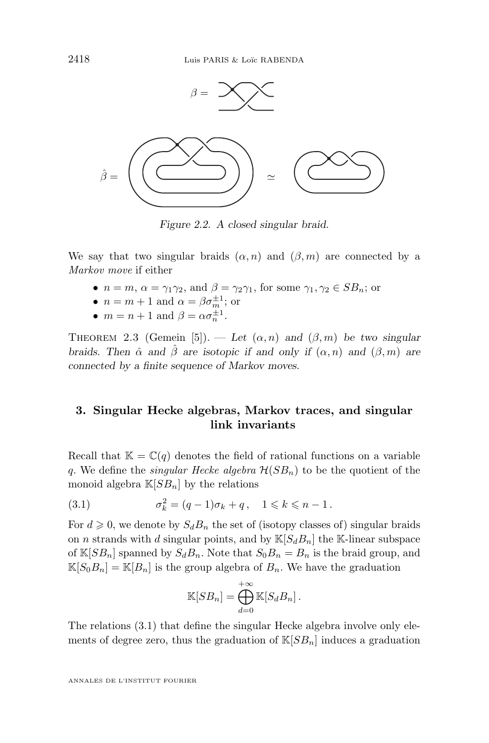$\beta =$

$\hat{\beta} =$ $\simeq$

*Figure 2.2. A closed singular braid.*

We say that two singular braids $(\alpha, n)$ and $(\beta, m)$ are connected by a *Markov move* if either

- $n = m$, $\alpha = \gamma_1\gamma_2$, and $\beta = \gamma_2\gamma_1$, for some $\gamma_1, \gamma_2 \in SB_n$; or
- $n = m + 1$ and $\alpha = \beta\sigma_m^{\pm 1}$; or
- $m = n + 1$ and $\beta = \alpha\sigma_n^{\pm 1}$.

Theorem 2.3 (Gemein [5]). — *Let $(\alpha, n)$ and $(\beta, m)$ be two singular braids. Then $\hat{\alpha}$ and $\hat{\beta}$ are isotopic if and only if $(\alpha, n)$ and $(\beta, m)$ are connected by a finite sequence of Markov moves.*

## 3. Singular Hecke algebras, Markov traces, and singular link invariants

Recall that $\mathbb{K} = \mathbb{C}(q)$ denotes the field of rational functions on a variable $q$. We define the *singular Hecke algebra* $\mathcal{H}(SB_n)$ to be the quotient of the monoid algebra $\mathbb{K}[SB_n]$ by the relations

$$\sigma_k^2 = (q-1)\sigma_k + q\,, \quad 1 \leqslant k \leqslant n-1\,. \tag{3.1}$$

For $d \geqslant 0$, we denote by $S_dB_n$ the set of (isotopy classes of) singular braids on $n$ strands with $d$ singular points, and by $\mathbb{K}[S_dB_n]$ the $\mathbb{K}$-linear subspace of $\mathbb{K}[SB_n]$ spanned by $S_dB_n$. Note that $S_0B_n = B_n$ is the braid group, and $\mathbb{K}[S_0B_n] = \mathbb{K}[B_n]$ is the group algebra of $B_n$. We have the graduation

$$\mathbb{K}[SB_n] = \bigoplus_{d=0}^{+\infty} \mathbb{K}[S_dB_n]\,.$$

The relations (3.1) that define the singular Hecke algebra involve only elements of degree zero, thus the graduation of $\mathbb{K}[SB_n]$ induces a graduation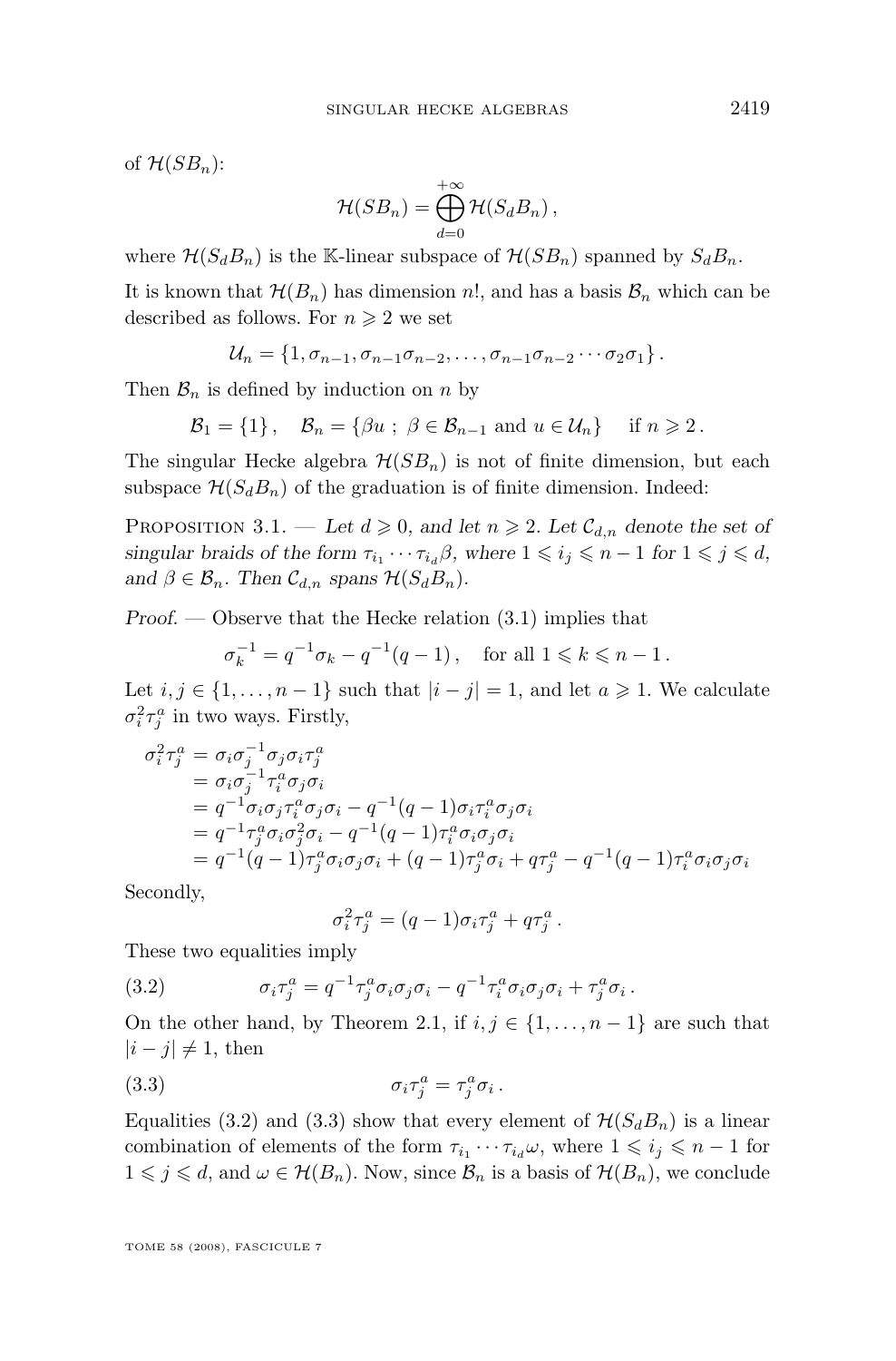of $\mathcal{H}(SB_n)$:

$$\mathcal{H}(SB_n) = \bigoplus_{d=0}^{+\infty} \mathcal{H}(S_dB_n)\,,$$

where $\mathcal{H}(S_dB_n)$ is the $\mathbb{K}$-linear subspace of $\mathcal{H}(SB_n)$ spanned by $S_dB_n$.

It is known that $\mathcal{H}(B_n)$ has dimension $n!$, and has a basis $\mathcal{B}_n$ which can be described as follows. For $n \geqslant 2$ we set

$$\mathcal{U}_n = \{1, \sigma_{n-1}, \sigma_{n-1}\sigma_{n-2}, \ldots, \sigma_{n-1}\sigma_{n-2}\cdots\sigma_2\sigma_1\}\,.$$

Then $\mathcal{B}_n$ is defined by induction on $n$ by

$$\mathcal{B}_1 = \{1\}\,, \quad \mathcal{B}_n = \{\beta u \;;\; \beta \in \mathcal{B}_{n-1} \text{ and } u \in \mathcal{U}_n\} \quad \text{if } n \geqslant 2\,.$$

The singular Hecke algebra $\mathcal{H}(SB_n)$ is not of finite dimension, but each subspace $\mathcal{H}(S_dB_n)$ of the graduation is of finite dimension. Indeed:

Proposition 3.1. — *Let $d \geqslant 0$, and let $n \geqslant 2$. Let $\mathcal{C}_{d,n}$ denote the set of singular braids of the form $\tau_{i_1}\cdots\tau_{i_d}\beta$, where $1 \leqslant i_j \leqslant n-1$ for $1 \leqslant j \leqslant d$, and $\beta \in \mathcal{B}_n$. Then $\mathcal{C}_{d,n}$ spans $\mathcal{H}(S_dB_n)$.*

*Proof.* — Observe that the Hecke relation (3.1) implies that

$$\sigma_k^{-1} = q^{-1}\sigma_k - q^{-1}(q-1)\,, \quad \text{for all } 1 \leqslant k \leqslant n-1\,.$$

Let $i, j \in \{1, \ldots, n-1\}$ such that $|i-j| = 1$, and let $a \geqslant 1$. We calculate $\sigma_i^2\tau_j^a$ in two ways. Firstly,

$$\begin{aligned}
\sigma_i^2\tau_j^a &= \sigma_i\sigma_j^{-1}\sigma_j\sigma_i\tau_j^a \\
&= \sigma_i\sigma_j^{-1}\tau_i^a\sigma_j\sigma_i \\
&= q^{-1}\sigma_i\sigma_j\tau_i^a\sigma_j\sigma_i - q^{-1}(q-1)\sigma_i\tau_i^a\sigma_j\sigma_i \\
&= q^{-1}\tau_j^a\sigma_i\sigma_j^2\sigma_i - q^{-1}(q-1)\tau_i^a\sigma_i\sigma_j\sigma_i \\
&= q^{-1}(q-1)\tau_j^a\sigma_i\sigma_j\sigma_i + (q-1)\tau_j^a\sigma_i + q\tau_j^a - q^{-1}(q-1)\tau_i^a\sigma_i\sigma_j\sigma_i
\end{aligned}$$

Secondly,

$$\sigma_i^2\tau_j^a = (q-1)\sigma_i\tau_j^a + q\tau_j^a\,.$$

These two equalities imply

$$\sigma_i\tau_j^a = q^{-1}\tau_j^a\sigma_i\sigma_j\sigma_i - q^{-1}\tau_i^a\sigma_i\sigma_j\sigma_i + \tau_j^a\sigma_i\,. \tag{3.2}$$

On the other hand, by Theorem 2.1, if $i, j \in \{1, \ldots, n-1\}$ are such that $|i-j| \neq 1$, then

$$\sigma_i\tau_j^a = \tau_j^a\sigma_i\,. \tag{3.3}$$

Equalities (3.2) and (3.3) show that every element of $\mathcal{H}(S_dB_n)$ is a linear combination of elements of the form $\tau_{i_1}\cdots\tau_{i_d}\omega$, where $1 \leqslant i_j \leqslant n-1$ for $1 \leqslant j \leqslant d$, and $\omega \in \mathcal{H}(B_n)$. Now, since $\mathcal{B}_n$ is a basis of $\mathcal{H}(B_n)$, we conclude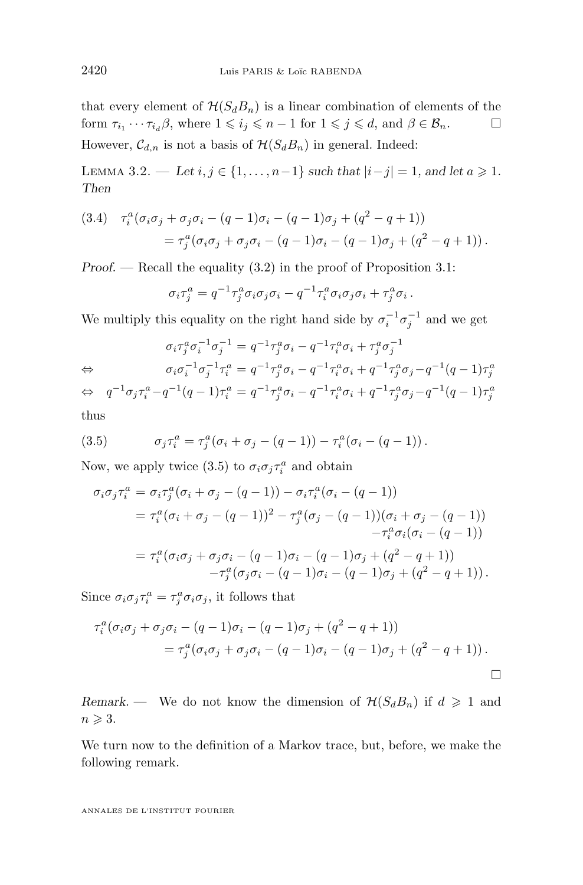that every element of $\mathcal{H}(S_dB_n)$ is a linear combination of elements of the form $\tau_{i_1}\cdots\tau_{i_d}\beta$, where $1 \leqslant i_j \leqslant n-1$ for $1 \leqslant j \leqslant d$, and $\beta \in \mathcal{B}_n$. □

However, $\mathcal{C}_{d,n}$ is not a basis of $\mathcal{H}(S_dB_n)$ in general. Indeed:

Lemma 3.2. — *Let $i, j \in \{1, \dots, n-1\}$ such that $|i-j| = 1$, and let $a \geqslant 1$. Then*

$$
\begin{aligned}
(3.4)\quad \tau_i^a(\sigma_i\sigma_j + \sigma_j\sigma_i - (q-1)\sigma_i - (q-1)\sigma_j + (q^2-q+1)) \\
= \tau_j^a(\sigma_i\sigma_j + \sigma_j\sigma_i - (q-1)\sigma_i - (q-1)\sigma_j + (q^2-q+1)).
\end{aligned}
$$

*Proof.* — Recall the equality (3.2) in the proof of Proposition 3.1:

$$\sigma_i\tau_j^a = q^{-1}\tau_j^a\sigma_i\sigma_j\sigma_i - q^{-1}\tau_i^a\sigma_i\sigma_j\sigma_i + \tau_j^a\sigma_i.$$

We multiply this equality on the right hand side by $\sigma_i^{-1}\sigma_j^{-1}$ and we get

$$
\begin{aligned}
& \sigma_i\tau_j^a\sigma_i^{-1}\sigma_j^{-1} = q^{-1}\tau_j^a\sigma_i - q^{-1}\tau_i^a\sigma_i + \tau_j^a\sigma_j^{-1} \\
\Leftrightarrow\quad & \sigma_i\sigma_i^{-1}\sigma_j^{-1}\tau_i^a = q^{-1}\tau_j^a\sigma_i - q^{-1}\tau_i^a\sigma_i + q^{-1}\tau_j^a\sigma_j - q^{-1}(q-1)\tau_j^a \\
\Leftrightarrow\quad & q^{-1}\sigma_j\tau_i^a - q^{-1}(q-1)\tau_i^a = q^{-1}\tau_j^a\sigma_i - q^{-1}\tau_i^a\sigma_i + q^{-1}\tau_j^a\sigma_j - q^{-1}(q-1)\tau_j^a
\end{aligned}
$$

thus

$$(3.5)\qquad \sigma_j\tau_i^a = \tau_j^a(\sigma_i + \sigma_j - (q-1)) - \tau_i^a(\sigma_i - (q-1)).$$

Now, we apply twice (3.5) to $\sigma_i\sigma_j\tau_i^a$ and obtain

$$
\begin{aligned}
\sigma_i\sigma_j\tau_i^a &= \sigma_i\tau_j^a(\sigma_i + \sigma_j - (q-1)) - \sigma_i\tau_i^a(\sigma_i - (q-1)) \\
&= \tau_i^a(\sigma_i + \sigma_j - (q-1))^2 - \tau_j^a(\sigma_j - (q-1))(\sigma_i + \sigma_j - (q-1)) \\
&\qquad - \tau_i^a\sigma_i(\sigma_i - (q-1)) \\
&= \tau_i^a(\sigma_i\sigma_j + \sigma_j\sigma_i - (q-1)\sigma_i - (q-1)\sigma_j + (q^2-q+1)) \\
&\qquad - \tau_j^a(\sigma_j\sigma_i - (q-1)\sigma_i - (q-1)\sigma_j + (q^2-q+1)).
\end{aligned}
$$

Since $\sigma_i\sigma_j\tau_i^a = \tau_j^a\sigma_i\sigma_j$, it follows that

$$
\begin{aligned}
\tau_i^a(\sigma_i\sigma_j + \sigma_j\sigma_i - (q-1)\sigma_i - (q-1)\sigma_j + (q^2-q+1)) \\
= \tau_j^a(\sigma_i\sigma_j + \sigma_j\sigma_i - (q-1)\sigma_i - (q-1)\sigma_j + (q^2-q+1)).
\end{aligned}
$$

□

*Remark.* — We do not know the dimension of $\mathcal{H}(S_dB_n)$ if $d \geqslant 1$ and $n \geqslant 3$.

We turn now to the definition of a Markov trace, but, before, we make the following remark.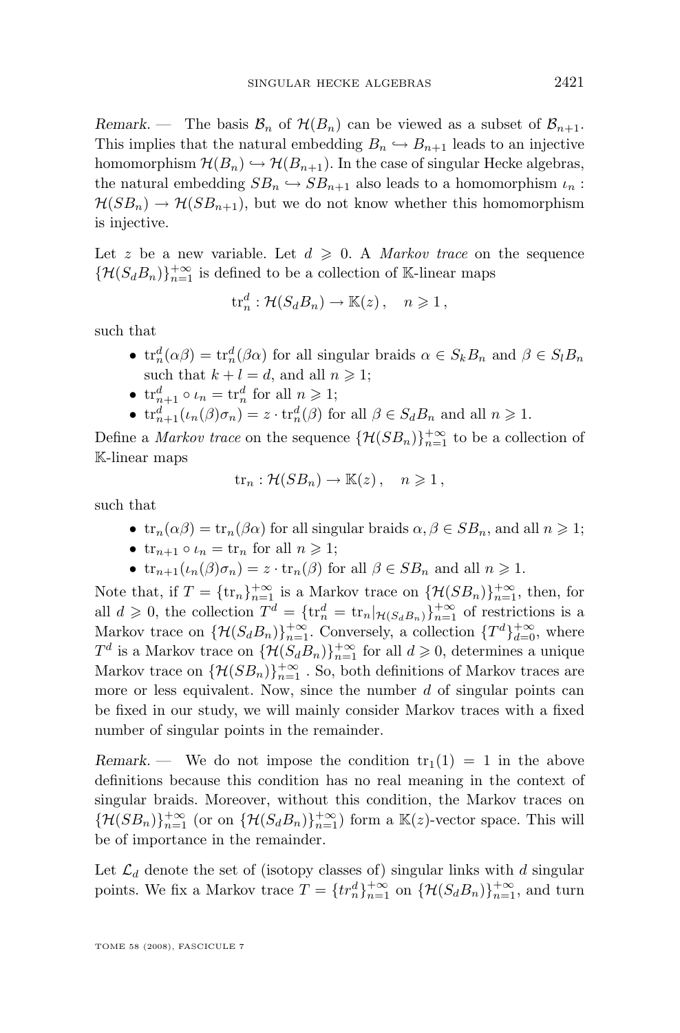*Remark.* — The basis $\mathcal{B}_n$ of $\mathcal{H}(B_n)$ can be viewed as a subset of $\mathcal{B}_{n+1}$. This implies that the natural embedding $B_n \hookrightarrow B_{n+1}$ leads to an injective homomorphism $\mathcal{H}(B_n) \hookrightarrow \mathcal{H}(B_{n+1})$. In the case of singular Hecke algebras, the natural embedding $SB_n \hookrightarrow SB_{n+1}$ also leads to a homomorphism $\iota_n : \mathcal{H}(SB_n) \to \mathcal{H}(SB_{n+1})$, but we do not know whether this homomorphism is injective.

Let $z$ be a new variable. Let $d \geqslant 0$. A *Markov trace* on the sequence $\{\mathcal{H}(S_dB_n)\}_{n=1}^{+\infty}$ is defined to be a collection of $\mathbb{K}$-linear maps

$$\mathrm{tr}_n^d : \mathcal{H}(S_dB_n) \to \mathbb{K}(z)\,, \quad n \geqslant 1\,,$$

such that

- $\mathrm{tr}_n^d(\alpha\beta) = \mathrm{tr}_n^d(\beta\alpha)$ for all singular braids $\alpha \in S_kB_n$ and $\beta \in S_lB_n$ such that $k + l = d$, and all $n \geqslant 1$;
- $\mathrm{tr}_{n+1}^d \circ \iota_n = \mathrm{tr}_n^d$ for all $n \geqslant 1$;
- $\mathrm{tr}_{n+1}^d(\iota_n(\beta)\sigma_n) = z \cdot \mathrm{tr}_n^d(\beta)$ for all $\beta \in S_dB_n$ and all $n \geqslant 1$.

Define a *Markov trace* on the sequence $\{\mathcal{H}(SB_n)\}_{n=1}^{+\infty}$ to be a collection of $\mathbb{K}$-linear maps

$$\mathrm{tr}_n : \mathcal{H}(SB_n) \to \mathbb{K}(z)\,, \quad n \geqslant 1\,,$$

such that

- $\mathrm{tr}_n(\alpha\beta) = \mathrm{tr}_n(\beta\alpha)$ for all singular braids $\alpha, \beta \in SB_n$, and all $n \geqslant 1$;
- $\mathrm{tr}_{n+1} \circ \iota_n = \mathrm{tr}_n$ for all $n \geqslant 1$;
- $\mathrm{tr}_{n+1}(\iota_n(\beta)\sigma_n) = z \cdot \mathrm{tr}_n(\beta)$ for all $\beta \in SB_n$ and all $n \geqslant 1$.

Note that, if $T = \{\mathrm{tr}_n\}_{n=1}^{+\infty}$ is a Markov trace on $\{\mathcal{H}(SB_n)\}_{n=1}^{+\infty}$, then, for all $d \geqslant 0$, the collection $T^d = \{\mathrm{tr}_n^d = \mathrm{tr}_n|_{\mathcal{H}(S_dB_n)}\}_{n=1}^{+\infty}$ of restrictions is a Markov trace on $\{\mathcal{H}(S_dB_n)\}_{n=1}^{+\infty}$. Conversely, a collection $\{T^d\}_{d=0}^{+\infty}$, where $T^d$ is a Markov trace on $\{\mathcal{H}(S_dB_n)\}_{n=1}^{+\infty}$ for all $d \geqslant 0$, determines a unique Markov trace on $\{\mathcal{H}(SB_n)\}_{n=1}^{+\infty}$. So, both definitions of Markov traces are more or less equivalent. Now, since the number $d$ of singular points can be fixed in our study, we will mainly consider Markov traces with a fixed number of singular points in the remainder.

*Remark.* — We do not impose the condition $\mathrm{tr}_1(1) = 1$ in the above definitions because this condition has no real meaning in the context of singular braids. Moreover, without this condition, the Markov traces on $\{\mathcal{H}(SB_n)\}_{n=1}^{+\infty}$ (or on $\{\mathcal{H}(S_dB_n)\}_{n=1}^{+\infty}$) form a $\mathbb{K}(z)$-vector space. This will be of importance in the remainder.

Let $\mathcal{L}_d$ denote the set of (isotopy classes of) singular links with $d$ singular points. We fix a Markov trace $T = \{tr_n^d\}_{n=1}^{+\infty}$ on $\{\mathcal{H}(S_dB_n)\}_{n=1}^{+\infty}$, and turn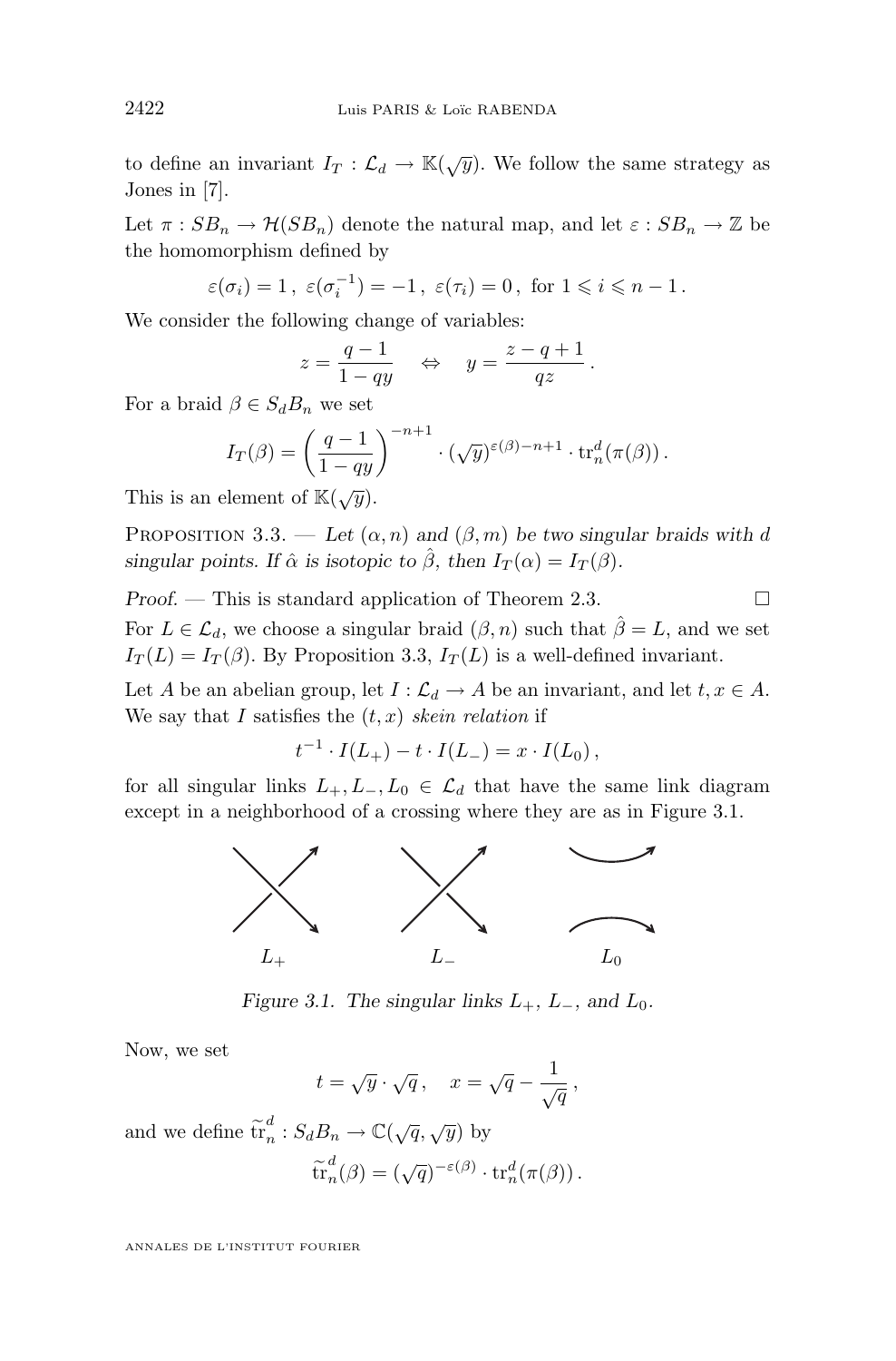to define an invariant $I_T : \mathcal{L}_d \to \mathbb{K}(\sqrt{y})$. We follow the same strategy as Jones in [7].

Let $\pi : SB_n \to \mathcal{H}(SB_n)$ denote the natural map, and let $\varepsilon : SB_n \to \mathbb{Z}$ be the homomorphism defined by

$$\varepsilon(\sigma_i) = 1\,,\ \varepsilon(\sigma_i^{-1}) = -1\,,\ \varepsilon(\tau_i) = 0\,,\ \text{for } 1 \leqslant i \leqslant n-1\,.$$

We consider the following change of variables:

$$z = \frac{q-1}{1-qy} \quad \Leftrightarrow \quad y = \frac{z-q+1}{qz}\,.$$

For a braid $\beta \in S_dB_n$ we set

$$I_T(\beta) = \left(\frac{q-1}{1-qy}\right)^{-n+1} \cdot (\sqrt{y})^{\varepsilon(\beta)-n+1} \cdot \mathrm{tr}_n^d(\pi(\beta))\,.$$

This is an element of $\mathbb{K}(\sqrt{y})$.

Proposition 3.3. — *Let $(\alpha, n)$ and $(\beta, m)$ be two singular braids with $d$ singular points. If $\hat{\alpha}$ is isotopic to $\hat{\beta}$, then $I_T(\alpha) = I_T(\beta)$.*

*Proof.* — This is standard application of Theorem 2.3. □

For $L \in \mathcal{L}_d$, we choose a singular braid $(\beta, n)$ such that $\hat{\beta} = L$, and we set $I_T(L) = I_T(\beta)$. By Proposition 3.3, $I_T(L)$ is a well-defined invariant.

Let $A$ be an abelian group, let $I : \mathcal{L}_d \to A$ be an invariant, and let $t, x \in A$. We say that $I$ satisfies the $(t,x)$ *skein relation* if

$$t^{-1} \cdot I(L_+) - t \cdot I(L_-) = x \cdot I(L_0)\,,$$

for all singular links $L_+, L_-, L_0 \in \mathcal{L}_d$ that have the same link diagram except in a neighborhood of a crossing where they are as in Figure 3.1.

$L_+$ $L_-$ $L_0$

*Figure 3.1. The singular links $L_+$, $L_-$, and $L_0$.*

Now, we set

$$t = \sqrt{y} \cdot \sqrt{q}\,, \quad x = \sqrt{q} - \frac{1}{\sqrt{q}}\,,$$

and we define $\widetilde{\mathrm{tr}}_n^d : S_dB_n \to \mathbb{C}(\sqrt{q}, \sqrt{y})$ by

$$\widetilde{\mathrm{tr}}_n^d(\beta) = (\sqrt{q})^{-\varepsilon(\beta)} \cdot \mathrm{tr}_n^d(\pi(\beta))\,.$$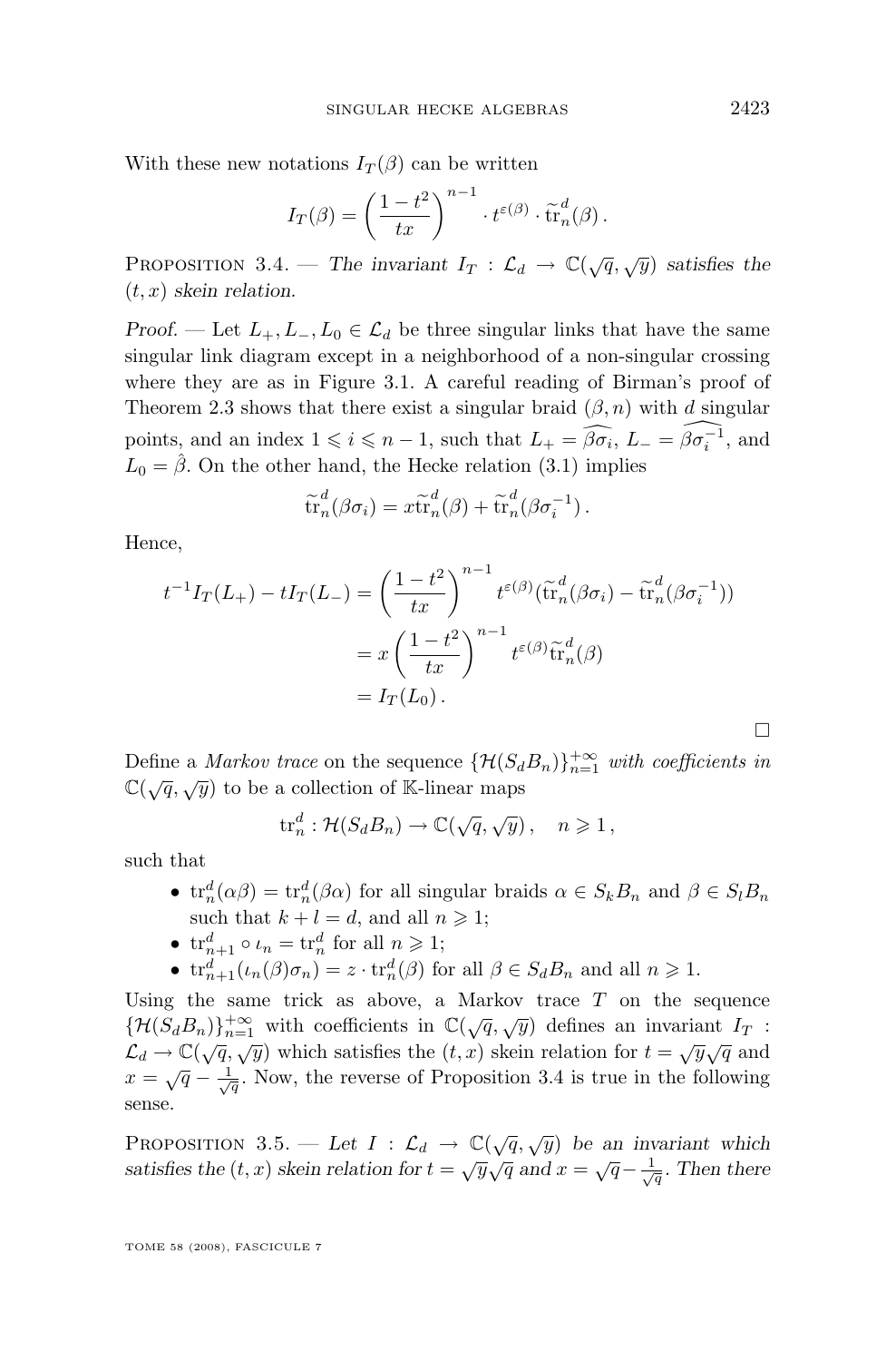With these new notations $I_T(\beta)$ can be written

$$I_T(\beta) = \left(\frac{1-t^2}{tx}\right)^{n-1} \cdot t^{\varepsilon(\beta)} \cdot \widetilde{\mathrm{tr}}_n^d(\beta)\,.$$

Proposition 3.4. — *The invariant $I_T : \mathcal{L}_d \to \mathbb{C}(\sqrt{q}, \sqrt{y})$ satisfies the $(t,x)$ skein relation.*

*Proof.* — Let $L_+, L_-, L_0 \in \mathcal{L}_d$ be three singular links that have the same singular link diagram except in a neighborhood of a non-singular crossing where they are as in Figure 3.1. A careful reading of Birman's proof of Theorem 2.3 shows that there exist a singular braid $(\beta, n)$ with $d$ singular points, and an index $1 \leqslant i \leqslant n-1$, such that $L_+ = \widehat{\beta\sigma_i}$, $L_- = \widehat{\beta\sigma_i^{-1}}$, and $L_0 = \hat{\beta}$. On the other hand, the Hecke relation (3.1) implies

$$\widetilde{\mathrm{tr}}_n^d(\beta\sigma_i) = x\widetilde{\mathrm{tr}}_n^d(\beta) + \widetilde{\mathrm{tr}}_n^d(\beta\sigma_i^{-1})\,.$$

Hence,

$$\begin{aligned}
t^{-1}I_T(L_+) - tI_T(L_-) &= \left(\frac{1-t^2}{tx}\right)^{n-1} t^{\varepsilon(\beta)}(\widetilde{\mathrm{tr}}_n^d(\beta\sigma_i) - \widetilde{\mathrm{tr}}_n^d(\beta\sigma_i^{-1}))\\
&= x\left(\frac{1-t^2}{tx}\right)^{n-1} t^{\varepsilon(\beta)}\widetilde{\mathrm{tr}}_n^d(\beta)\\
&= I_T(L_0)\,.
\end{aligned}$$

□

Define a *Markov trace* on the sequence $\{\mathcal{H}(S_dB_n)\}_{n=1}^{+\infty}$ *with coefficients in* $\mathbb{C}(\sqrt{q}, \sqrt{y})$ to be a collection of $\mathbb{K}$-linear maps

$$\mathrm{tr}_n^d : \mathcal{H}(S_dB_n) \to \mathbb{C}(\sqrt{q}, \sqrt{y})\,, \quad n \geqslant 1\,,$$

such that

- $\mathrm{tr}_n^d(\alpha\beta) = \mathrm{tr}_n^d(\beta\alpha)$ for all singular braids $\alpha \in S_kB_n$ and $\beta \in S_lB_n$ such that $k + l = d$, and all $n \geqslant 1$;
- $\mathrm{tr}_{n+1}^d \circ \iota_n = \mathrm{tr}_n^d$ for all $n \geqslant 1$;
- $\mathrm{tr}_{n+1}^d(\iota_n(\beta)\sigma_n) = z \cdot \mathrm{tr}_n^d(\beta)$ for all $\beta \in S_dB_n$ and all $n \geqslant 1$.

Using the same trick as above, a Markov trace $T$ on the sequence $\{\mathcal{H}(S_dB_n)\}_{n=1}^{+\infty}$ with coefficients in $\mathbb{C}(\sqrt{q}, \sqrt{y})$ defines an invariant $I_T : \mathcal{L}_d \to \mathbb{C}(\sqrt{q}, \sqrt{y})$ which satisfies the $(t,x)$ skein relation for $t = \sqrt{y}\sqrt{q}$ and $x = \sqrt{q} - \frac{1}{\sqrt{q}}$. Now, the reverse of Proposition 3.4 is true in the following sense.

Proposition 3.5. — *Let $I : \mathcal{L}_d \to \mathbb{C}(\sqrt{q}, \sqrt{y})$ be an invariant which satisfies the $(t,x)$ skein relation for $t = \sqrt{y}\sqrt{q}$ and $x = \sqrt{q} - \frac{1}{\sqrt{q}}$. Then there*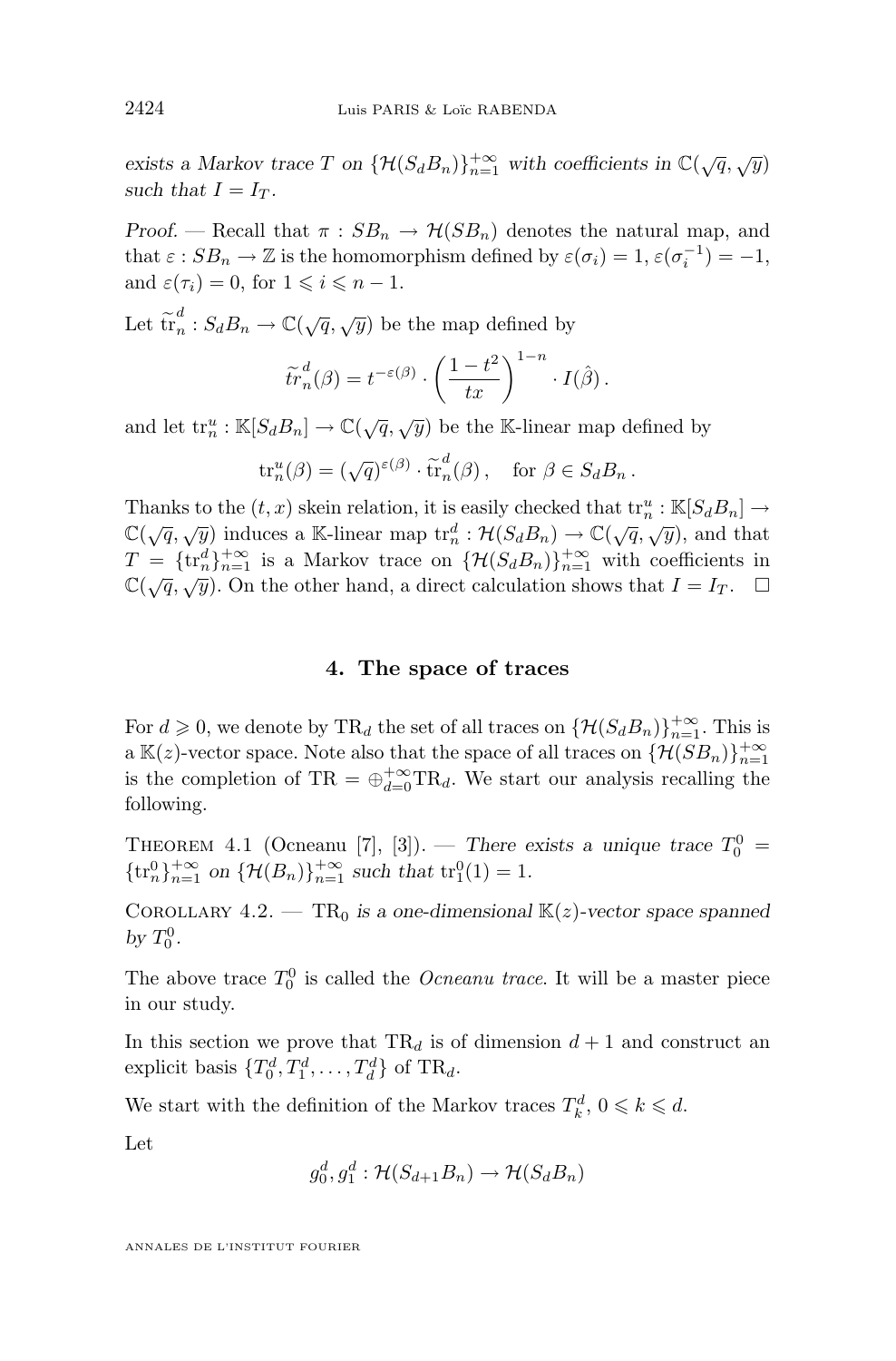*exists a Markov trace $T$ on $\{\mathcal{H}(S_dB_n)\}_{n=1}^{+\infty}$ with coefficients in $\mathbb{C}(\sqrt{q},\sqrt{y})$ such that $I = I_T$.*

*Proof.* — Recall that $\pi : SB_n \to \mathcal{H}(SB_n)$ denotes the natural map, and that $\varepsilon : SB_n \to \mathbb{Z}$ is the homomorphism defined by $\varepsilon(\sigma_i) = 1$, $\varepsilon(\sigma_i^{-1}) = -1$, and $\varepsilon(\tau_i) = 0$, for $1 \leqslant i \leqslant n-1$.

Let $\widetilde{\mathrm{tr}}_n^d : S_dB_n \to \mathbb{C}(\sqrt{q},\sqrt{y})$ be the map defined by

$$\widetilde{tr}_n^d(\beta) = t^{-\varepsilon(\beta)} \cdot \left(\frac{1-t^2}{tx}\right)^{1-n} \cdot I(\hat{\beta})\,.$$

and let $\mathrm{tr}_n^u : \mathbb{K}[S_dB_n] \to \mathbb{C}(\sqrt{q},\sqrt{y})$ be the $\mathbb{K}$-linear map defined by

$$\mathrm{tr}_n^u(\beta) = (\sqrt{q})^{\varepsilon(\beta)} \cdot \widetilde{\mathrm{tr}}_n^d(\beta)\,, \quad \text{for } \beta \in S_dB_n\,.$$

Thanks to the $(t,x)$ skein relation, it is easily checked that $\mathrm{tr}_n^u : \mathbb{K}[S_dB_n] \to \mathbb{C}(\sqrt{q},\sqrt{y})$ induces a $\mathbb{K}$-linear map $\mathrm{tr}_n^d : \mathcal{H}(S_dB_n) \to \mathbb{C}(\sqrt{q},\sqrt{y})$, and that $T = \{\mathrm{tr}_n^d\}_{n=1}^{+\infty}$ is a Markov trace on $\{\mathcal{H}(S_dB_n)\}_{n=1}^{+\infty}$ with coefficients in $\mathbb{C}(\sqrt{q},\sqrt{y})$. On the other hand, a direct calculation shows that $I = I_T$. $\square$

## 4. The space of traces

For $d \geqslant 0$, we denote by $\mathrm{TR}_d$ the set of all traces on $\{\mathcal{H}(S_dB_n)\}_{n=1}^{+\infty}$. This is a $\mathbb{K}(z)$-vector space. Note also that the space of all traces on $\{\mathcal{H}(SB_n)\}_{n=1}^{+\infty}$ is the completion of $\mathrm{TR} = \oplus_{d=0}^{+\infty}\mathrm{TR}_d$. We start our analysis recalling the following.

Theorem 4.1 (Ocneanu [7], [3]). — *There exists a unique trace $T_0^0 = \{\mathrm{tr}_n^0\}_{n=1}^{+\infty}$ on $\{\mathcal{H}(B_n)\}_{n=1}^{+\infty}$ such that $\mathrm{tr}_1^0(1) = 1$.*

Corollary 4.2. — *$\mathrm{TR}_0$ is a one-dimensional $\mathbb{K}(z)$-vector space spanned by $T_0^0$.*

The above trace $T_0^0$ is called the *Ocneanu trace*. It will be a master piece in our study.

In this section we prove that $\mathrm{TR}_d$ is of dimension $d+1$ and construct an explicit basis $\{T_0^d, T_1^d, \dots, T_d^d\}$ of $\mathrm{TR}_d$.

We start with the definition of the Markov traces $T_k^d$, $0 \leqslant k \leqslant d$.

Let

$$g_0^d, g_1^d : \mathcal{H}(S_{d+1}B_n) \to \mathcal{H}(S_dB_n)$$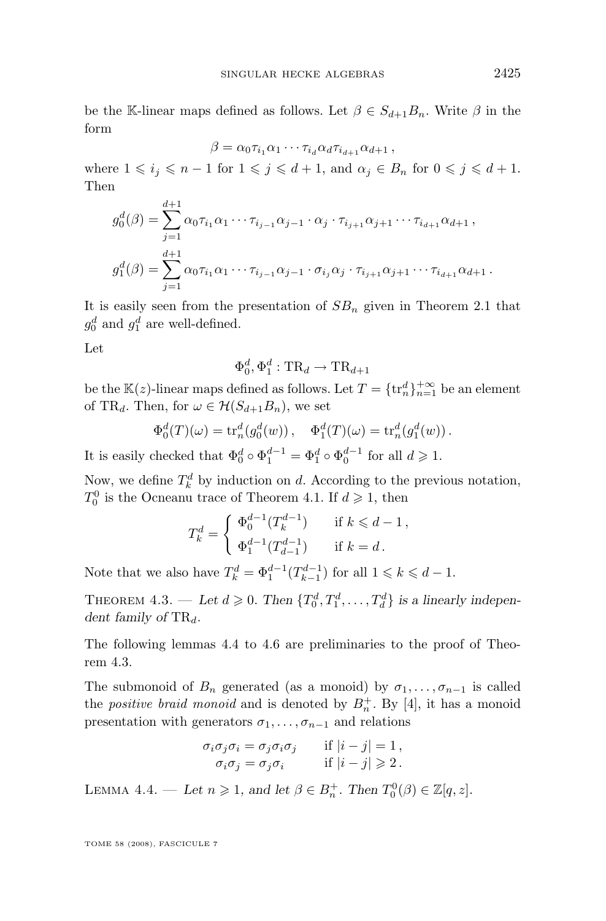be the $\mathbb{K}$-linear maps defined as follows. Let $\beta \in S_{d+1}B_n$. Write $\beta$ in the form

$$\beta = \alpha_0 \tau_{i_1} \alpha_1 \cdots \tau_{i_d} \alpha_d \tau_{i_{d+1}} \alpha_{d+1} \,,$$

where $1 \leqslant i_j \leqslant n-1$ for $1 \leqslant j \leqslant d+1$, and $\alpha_j \in B_n$ for $0 \leqslant j \leqslant d+1$. Then

$$g_0^d(\beta) = \sum_{j=1}^{d+1} \alpha_0 \tau_{i_1} \alpha_1 \cdots \tau_{i_{j-1}} \alpha_{j-1} \cdot \alpha_j \cdot \tau_{i_{j+1}} \alpha_{j+1} \cdots \tau_{i_{d+1}} \alpha_{d+1} \,,$$

$$g_1^d(\beta) = \sum_{j=1}^{d+1} \alpha_0 \tau_{i_1} \alpha_1 \cdots \tau_{i_{j-1}} \alpha_{j-1} \cdot \sigma_{i_j} \alpha_j \cdot \tau_{i_{j+1}} \alpha_{j+1} \cdots \tau_{i_{d+1}} \alpha_{d+1} \,.$$

It is easily seen from the presentation of $SB_n$ given in Theorem 2.1 that $g_0^d$ and $g_1^d$ are well-defined.

Let

$$\Phi_0^d, \Phi_1^d : \mathrm{TR}_d \to \mathrm{TR}_{d+1}$$

be the $\mathbb{K}(z)$-linear maps defined as follows. Let $T = \{\mathrm{tr}_n^d\}_{n=1}^{+\infty}$ be an element of $\mathrm{TR}_d$. Then, for $\omega \in \mathcal{H}(S_{d+1}B_n)$, we set

$$\Phi_0^d(T)(\omega) = \mathrm{tr}_n^d(g_0^d(w)) \,, \quad \Phi_1^d(T)(\omega) = \mathrm{tr}_n^d(g_1^d(w)) \,.$$

It is easily checked that $\Phi_0^d \circ \Phi_1^{d-1} = \Phi_1^d \circ \Phi_0^{d-1}$ for all $d \geqslant 1$.

Now, we define $T_k^d$ by induction on $d$. According to the previous notation, $T_0^0$ is the Ocneanu trace of Theorem 4.1. If $d \geqslant 1$, then

$$T_k^d = \begin{cases} \Phi_0^{d-1}(T_k^{d-1}) & \text{if } k \leqslant d-1 \,, \\ \Phi_1^{d-1}(T_{d-1}^{d-1}) & \text{if } k = d \,. \end{cases}$$

Note that we also have $T_k^d = \Phi_1^{d-1}(T_{k-1}^{d-1})$ for all $1 \leqslant k \leqslant d-1$.

Theorem 4.3. — *Let $d \geqslant 0$. Then $\{T_0^d, T_1^d, \ldots, T_d^d\}$ is a linearly independent family of $\mathrm{TR}_d$.*

The following lemmas 4.4 to 4.6 are preliminaries to the proof of Theorem 4.3.

The submonoid of $B_n$ generated (as a monoid) by $\sigma_1, \ldots, \sigma_{n-1}$ is called the *positive braid monoid* and is denoted by $B_n^+$. By [4], it has a monoid presentation with generators $\sigma_1, \ldots, \sigma_{n-1}$ and relations

$$\begin{aligned} \sigma_i \sigma_j \sigma_i = \sigma_j \sigma_i \sigma_j & \quad \text{if } |i-j| = 1 \,, \\ \sigma_i \sigma_j = \sigma_j \sigma_i & \quad \text{if } |i-j| \geqslant 2 \,. \end{aligned}$$

Lemma 4.4. — *Let $n \geqslant 1$, and let $\beta \in B_n^+$. Then $T_0^0(\beta) \in \mathbb{Z}[q, z]$.*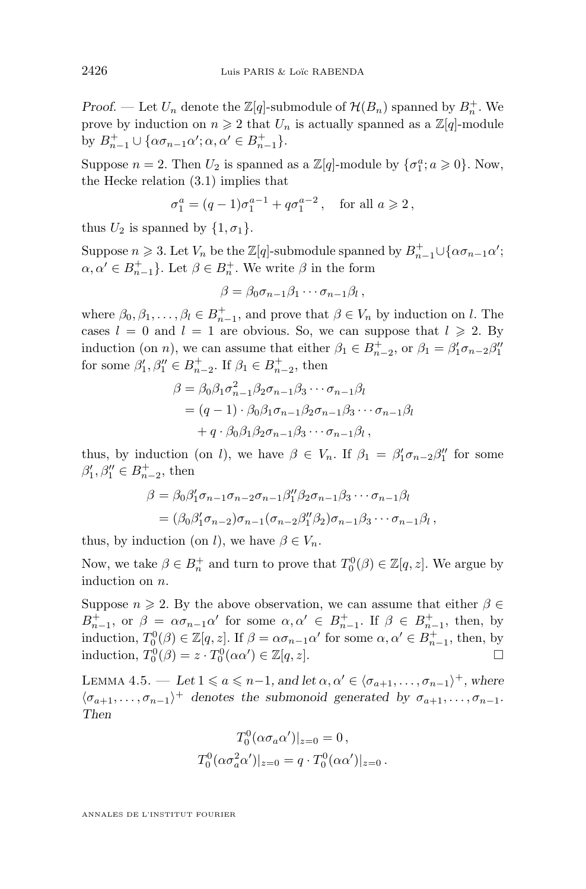*Proof.* — Let $U_n$ denote the $\mathbb{Z}[q]$-submodule of $\mathcal{H}(B_n)$ spanned by $B_n^+$. We prove by induction on $n \geqslant 2$ that $U_n$ is actually spanned as a $\mathbb{Z}[q]$-module by $B_{n-1}^+ \cup \{\alpha\sigma_{n-1}\alpha'; \alpha, \alpha' \in B_{n-1}^+\}$.

Suppose $n = 2$. Then $U_2$ is spanned as a $\mathbb{Z}[q]$-module by $\{\sigma_1^a; a \geqslant 0\}$. Now, the Hecke relation (3.1) implies that

$$\sigma_1^a = (q-1)\sigma_1^{a-1} + q\sigma_1^{a-2}\,, \quad \text{for all } a \geqslant 2\,,$$

thus $U_2$ is spanned by $\{1, \sigma_1\}$.

Suppose $n \geqslant 3$. Let $V_n$ be the $\mathbb{Z}[q]$-submodule spanned by $B_{n-1}^+ \cup \{\alpha\sigma_{n-1}\alpha'; \alpha, \alpha' \in B_{n-1}^+\}$. Let $\beta \in B_n^+$. We write $\beta$ in the form

$$\beta = \beta_0\sigma_{n-1}\beta_1 \cdots \sigma_{n-1}\beta_l\,,$$

where $\beta_0, \beta_1, \ldots, \beta_l \in B_{n-1}^+$, and prove that $\beta \in V_n$ by induction on $l$. The cases $l = 0$ and $l = 1$ are obvious. So, we can suppose that $l \geqslant 2$. By induction (on $n$), we can assume that either $\beta_1 \in B_{n-2}^+$, or $\beta_1 = \beta_1'\sigma_{n-2}\beta_1''$ for some $\beta_1', \beta_1'' \in B_{n-2}^+$. If $\beta_1 \in B_{n-2}^+$, then

$$\begin{aligned}
\beta &= \beta_0\beta_1\sigma_{n-1}^2\beta_2\sigma_{n-1}\beta_3 \cdots \sigma_{n-1}\beta_l \\
&= (q-1) \cdot \beta_0\beta_1\sigma_{n-1}\beta_2\sigma_{n-1}\beta_3 \cdots \sigma_{n-1}\beta_l \\
&\quad + q \cdot \beta_0\beta_1\beta_2\sigma_{n-1}\beta_3 \cdots \sigma_{n-1}\beta_l\,,
\end{aligned}$$

thus, by induction (on $l$), we have $\beta \in V_n$. If $\beta_1 = \beta_1'\sigma_{n-2}\beta_1''$ for some $\beta_1', \beta_1'' \in B_{n-2}^+$, then

$$\begin{aligned}
\beta &= \beta_0\beta_1'\sigma_{n-1}\sigma_{n-2}\sigma_{n-1}\beta_1''\beta_2\sigma_{n-1}\beta_3 \cdots \sigma_{n-1}\beta_l \\
&= (\beta_0\beta_1'\sigma_{n-2})\sigma_{n-1}(\sigma_{n-2}\beta_1''\beta_2)\sigma_{n-1}\beta_3 \cdots \sigma_{n-1}\beta_l\,,
\end{aligned}$$

thus, by induction (on $l$), we have $\beta \in V_n$.

Now, we take $\beta \in B_n^+$ and turn to prove that $T_0^0(\beta) \in \mathbb{Z}[q, z]$. We argue by induction on $n$.

Suppose $n \geqslant 2$. By the above observation, we can assume that either $\beta \in B_{n-1}^+$, or $\beta = \alpha\sigma_{n-1}\alpha'$ for some $\alpha, \alpha' \in B_{n-1}^+$. If $\beta \in B_{n-1}^+$, then, by induction, $T_0^0(\beta) \in \mathbb{Z}[q, z]$. If $\beta = \alpha\sigma_{n-1}\alpha'$ for some $\alpha, \alpha' \in B_{n-1}^+$, then, by induction, $T_0^0(\beta) = z \cdot T_0^0(\alpha\alpha') \in \mathbb{Z}[q, z]$. □

Lemma 4.5. — *Let $1 \leqslant a \leqslant n-1$, and let $\alpha, \alpha' \in \langle\sigma_{a+1}, \ldots, \sigma_{n-1}\rangle^+$, where $\langle\sigma_{a+1}, \ldots, \sigma_{n-1}\rangle^+$ denotes the submonoid generated by $\sigma_{a+1}, \ldots, \sigma_{n-1}$. Then*

$$\begin{aligned}
T_0^0(\alpha\sigma_a\alpha')|_{z=0} &= 0\,, \\
T_0^0(\alpha\sigma_a^2\alpha')|_{z=0} &= q \cdot T_0^0(\alpha\alpha')|_{z=0}\,.
\end{aligned}$$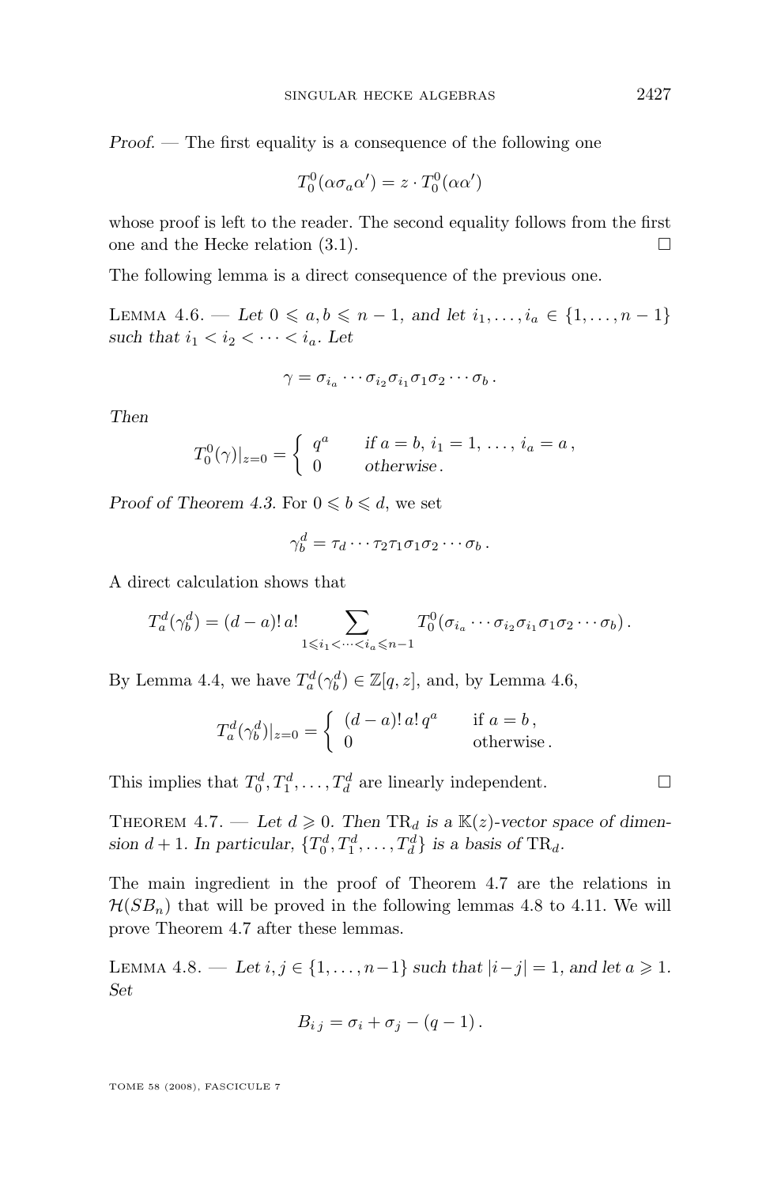*Proof*. — The first equality is a consequence of the following one

$$T_0^0(\alpha\sigma_a\alpha') = z \cdot T_0^0(\alpha\alpha')$$

whose proof is left to the reader. The second equality follows from the first one and the Hecke relation (3.1). ☐

The following lemma is a direct consequence of the previous one.

Lemma 4.6. — *Let $0 \leqslant a, b \leqslant n-1$, and let $i_1, \ldots, i_a \in \{1, \ldots, n-1\}$ such that $i_1 < i_2 < \cdots < i_a$. Let*

$$\gamma = \sigma_{i_a} \cdots \sigma_{i_2}\sigma_{i_1}\sigma_1\sigma_2 \cdots \sigma_b \,.$$

*Then*

$$T_0^0(\gamma)|_{z=0} = \begin{cases} q^a & \text{if } a = b,\ i_1 = 1,\ \ldots,\ i_a = a\,, \\ 0 & \text{otherwise}\,. \end{cases}$$

*Proof of Theorem 4.3*. For $0 \leqslant b \leqslant d$, we set

$$\gamma_b^d = \tau_d \cdots \tau_2\tau_1\sigma_1\sigma_2 \cdots \sigma_b \,.$$

A direct calculation shows that

$$T_a^d(\gamma_b^d) = (d-a)!\,a! \sum_{1 \leqslant i_1 < \cdots < i_a \leqslant n-1} T_0^0(\sigma_{i_a} \cdots \sigma_{i_2}\sigma_{i_1}\sigma_1\sigma_2 \cdots \sigma_b)\,.$$

By Lemma 4.4, we have $T_a^d(\gamma_b^d) \in \mathbb{Z}[q,z]$, and, by Lemma 4.6,

$$T_a^d(\gamma_b^d)|_{z=0} = \begin{cases} (d-a)!\,a!\,q^a & \text{if } a = b\,, \\ 0 & \text{otherwise}\,. \end{cases}$$

This implies that $T_0^d, T_1^d, \ldots, T_d^d$ are linearly independent. ☐

Theorem 4.7. — *Let $d \geqslant 0$. Then $\mathrm{TR}_d$ is a $\mathbb{K}(z)$-vector space of dimension $d+1$. In particular, $\{T_0^d, T_1^d, \ldots, T_d^d\}$ is a basis of $\mathrm{TR}_d$.*

The main ingredient in the proof of Theorem 4.7 are the relations in $\mathcal{H}(SB_n)$ that will be proved in the following lemmas 4.8 to 4.11. We will prove Theorem 4.7 after these lemmas.

Lemma 4.8. — *Let $i, j \in \{1, \ldots, n-1\}$ such that $|i-j| = 1$, and let $a \geqslant 1$. Set*

$$B_{i\,j} = \sigma_i + \sigma_j - (q-1)\,.$$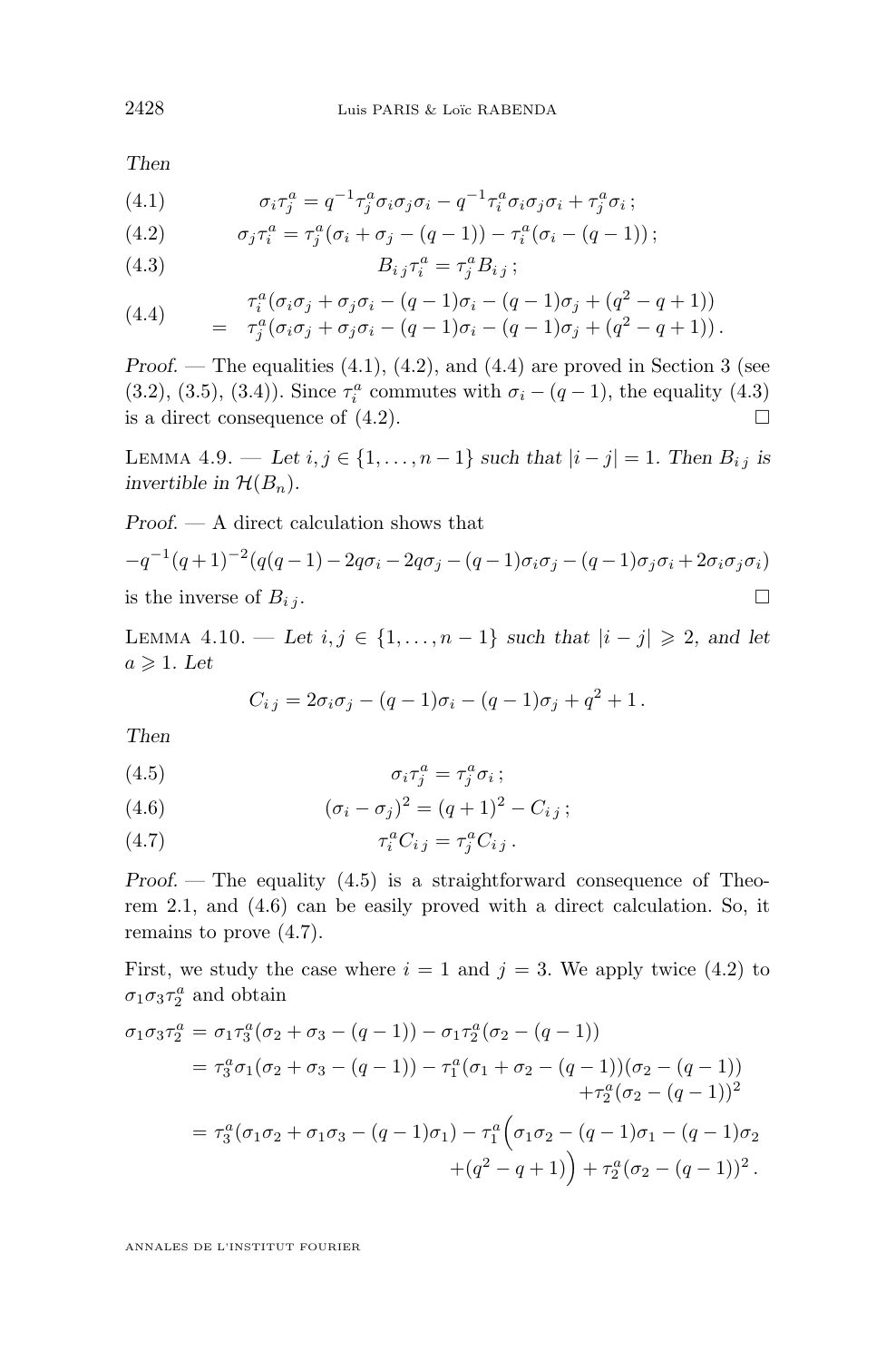*Then*

$$\sigma_i \tau_j^a = q^{-1} \tau_j^a \sigma_i \sigma_j \sigma_i - q^{-1} \tau_i^a \sigma_i \sigma_j \sigma_i + \tau_j^a \sigma_i \,; \tag{4.1}$$

$$\sigma_j \tau_i^a = \tau_j^a (\sigma_i + \sigma_j - (q-1)) - \tau_i^a (\sigma_i - (q-1)) \,; \tag{4.2}$$

$$B_{i\,j} \tau_i^a = \tau_j^a B_{i\,j} \,; \tag{4.3}$$

$$\begin{aligned} &\tau_i^a(\sigma_i\sigma_j + \sigma_j\sigma_i - (q-1)\sigma_i - (q-1)\sigma_j + (q^2-q+1)) \\ = \;&\tau_j^a(\sigma_i\sigma_j + \sigma_j\sigma_i - (q-1)\sigma_i - (q-1)\sigma_j + (q^2-q+1)) \,. \end{aligned} \tag{4.4}$$

*Proof.* — The equalities (4.1), (4.2), and (4.4) are proved in Section 3 (see (3.2), (3.5), (3.4)). Since $\tau_i^a$ commutes with $\sigma_i - (q-1)$, the equality (4.3) is a direct consequence of (4.2). □

LEMMA 4.9. — *Let $i, j \in \{1, \dots, n-1\}$ such that $|i-j| = 1$. Then $B_{i\,j}$ is invertible in $\mathcal{H}(B_n)$.*

*Proof.* — A direct calculation shows that

$$-q^{-1}(q+1)^{-2}(q(q-1) - 2q\sigma_i - 2q\sigma_j - (q-1)\sigma_i\sigma_j - (q-1)\sigma_j\sigma_i + 2\sigma_i\sigma_j\sigma_i)$$

is the inverse of $B_{i\,j}$. □

LEMMA 4.10. — *Let $i, j \in \{1, \dots, n-1\}$ such that $|i-j| \geqslant 2$, and let $a \geqslant 1$. Let*

$$C_{i\,j} = 2\sigma_i\sigma_j - (q-1)\sigma_i - (q-1)\sigma_j + q^2 + 1 \,.$$

*Then*

$$\sigma_i \tau_j^a = \tau_j^a \sigma_i \,; \tag{4.5}$$

$$(\sigma_i - \sigma_j)^2 = (q+1)^2 - C_{i\,j} \,; \tag{4.6}$$

$$\tau_i^a C_{i\,j} = \tau_j^a C_{i\,j} \,. \tag{4.7}$$

*Proof.* — The equality (4.5) is a straightforward consequence of Theorem 2.1, and (4.6) can be easily proved with a direct calculation. So, it remains to prove (4.7).

First, we study the case where $i = 1$ and $j = 3$. We apply twice (4.2) to $\sigma_1\sigma_3\tau_2^a$ and obtain

$$\begin{aligned} \sigma_1\sigma_3\tau_2^a &= \sigma_1\tau_3^a(\sigma_2 + \sigma_3 - (q-1)) - \sigma_1\tau_2^a(\sigma_2 - (q-1)) \\ &= \tau_3^a\sigma_1(\sigma_2 + \sigma_3 - (q-1)) - \tau_1^a(\sigma_1 + \sigma_2 - (q-1))(\sigma_2 - (q-1)) \\ &\qquad + \tau_2^a(\sigma_2 - (q-1))^2 \\ &= \tau_3^a(\sigma_1\sigma_2 + \sigma_1\sigma_3 - (q-1)\sigma_1) - \tau_1^a\Big(\sigma_1\sigma_2 - (q-1)\sigma_1 - (q-1)\sigma_2 \\ &\qquad + (q^2 - q + 1)\Big) + \tau_2^a(\sigma_2 - (q-1))^2 \,. \end{aligned}$$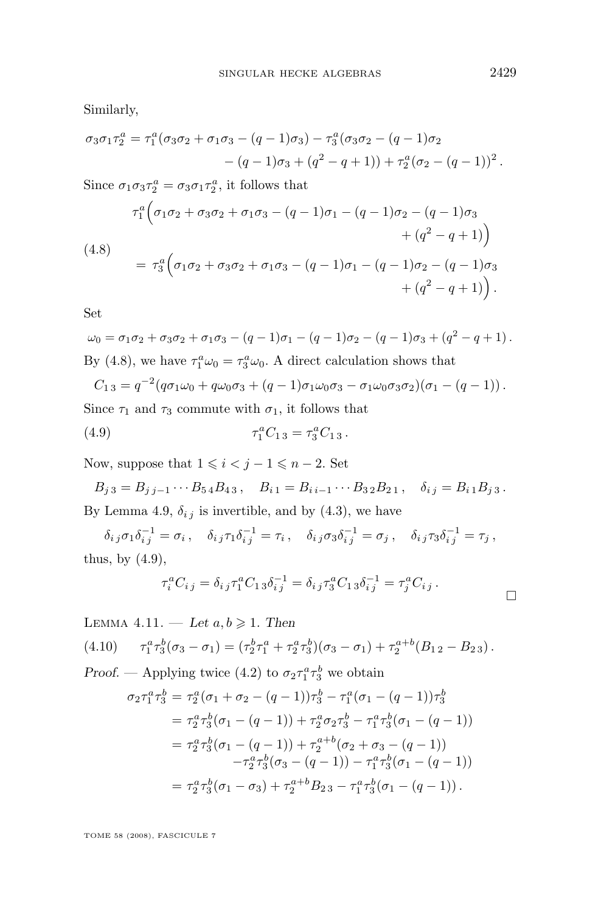Similarly,

$$\sigma_3\sigma_1\tau_2^a = \tau_1^a(\sigma_3\sigma_2 + \sigma_1\sigma_3 - (q-1)\sigma_3) - \tau_3^a(\sigma_3\sigma_2 - (q-1)\sigma_2 \\ - (q-1)\sigma_3 + (q^2-q+1)) + \tau_2^a(\sigma_2 - (q-1))^2\,.$$

Since $\sigma_1\sigma_3\tau_2^a = \sigma_3\sigma_1\tau_2^a$, it follows that

$$\tag{4.8}\begin{aligned}\tau_1^a\Big(&\sigma_1\sigma_2 + \sigma_3\sigma_2 + \sigma_1\sigma_3 - (q-1)\sigma_1 - (q-1)\sigma_2 - (q-1)\sigma_3 \\ &+ (q^2-q+1)\Big) \\ = \tau_3^a\Big(&\sigma_1\sigma_2 + \sigma_3\sigma_2 + \sigma_1\sigma_3 - (q-1)\sigma_1 - (q-1)\sigma_2 - (q-1)\sigma_3 \\ &+ (q^2-q+1)\Big)\,.\end{aligned}$$

Set

$$\omega_0 = \sigma_1\sigma_2 + \sigma_3\sigma_2 + \sigma_1\sigma_3 - (q-1)\sigma_1 - (q-1)\sigma_2 - (q-1)\sigma_3 + (q^2-q+1)\,.$$

By (4.8), we have $\tau_1^a\omega_0 = \tau_3^a\omega_0$. A direct calculation shows that

$$C_{1\,3} = q^{-2}(q\sigma_1\omega_0 + q\omega_0\sigma_3 + (q-1)\sigma_1\omega_0\sigma_3 - \sigma_1\omega_0\sigma_3\sigma_2)(\sigma_1 - (q-1))\,.$$

Since $\tau_1$ and $\tau_3$ commute with $\sigma_1$, it follows that

$$\tag{4.9}\tau_1^a C_{1\,3} = \tau_3^a C_{1\,3}\,.$$

Now, suppose that $1 \leqslant i < j-1 \leqslant n-2$. Set

$$B_{j\,3} = B_{j\,j-1}\cdots B_{5\,4}B_{4\,3}\,,\quad B_{i\,1} = B_{i\,i-1}\cdots B_{3\,2}B_{2\,1}\,,\quad \delta_{i\,j} = B_{i\,1}B_{j\,3}\,.$$

By Lemma 4.9, $\delta_{i\,j}$ is invertible, and by (4.3), we have

$$\delta_{i\,j}\sigma_1\delta_{i\,j}^{-1} = \sigma_i\,,\quad \delta_{i\,j}\tau_1\delta_{i\,j}^{-1} = \tau_i\,,\quad \delta_{i\,j}\sigma_3\delta_{i\,j}^{-1} = \sigma_j\,,\quad \delta_{i\,j}\tau_3\delta_{i\,j}^{-1} = \tau_j\,,$$

thus, by (4.9),

$$\tau_i^a C_{i\,j} = \delta_{i\,j}\tau_1^a C_{1\,3}\delta_{i\,j}^{-1} = \delta_{i\,j}\tau_3^a C_{1\,3}\delta_{i\,j}^{-1} = \tau_j^a C_{i\,j}\,.$$

□

LEMMA 4.11. — *Let $a, b \geqslant 1$. Then*

$$\tag{4.10}\tau_1^a\tau_3^b(\sigma_3 - \sigma_1) = (\tau_2^b\tau_1^a + \tau_2^a\tau_3^b)(\sigma_3 - \sigma_1) + \tau_2^{a+b}(B_{1\,2} - B_{2\,3})\,.$$

*Proof.* — Applying twice (4.2) to $\sigma_2\tau_1^a\tau_3^b$ we obtain

$$\begin{aligned}\sigma_2\tau_1^a\tau_3^b &= \tau_2^a(\sigma_1 + \sigma_2 - (q-1))\tau_3^b - \tau_1^a(\sigma_1 - (q-1))\tau_3^b \\ &= \tau_2^a\tau_3^b(\sigma_1 - (q-1)) + \tau_2^a\sigma_2\tau_3^b - \tau_1^a\tau_3^b(\sigma_1 - (q-1)) \\ &= \tau_2^a\tau_3^b(\sigma_1 - (q-1)) + \tau_2^{a+b}(\sigma_2 + \sigma_3 - (q-1)) \\ &\quad - \tau_2^a\tau_3^b(\sigma_3 - (q-1)) - \tau_1^a\tau_3^b(\sigma_1 - (q-1)) \\ &= \tau_2^a\tau_3^b(\sigma_1 - \sigma_3) + \tau_2^{a+b}B_{2\,3} - \tau_1^a\tau_3^b(\sigma_1 - (q-1))\,.\end{aligned}$$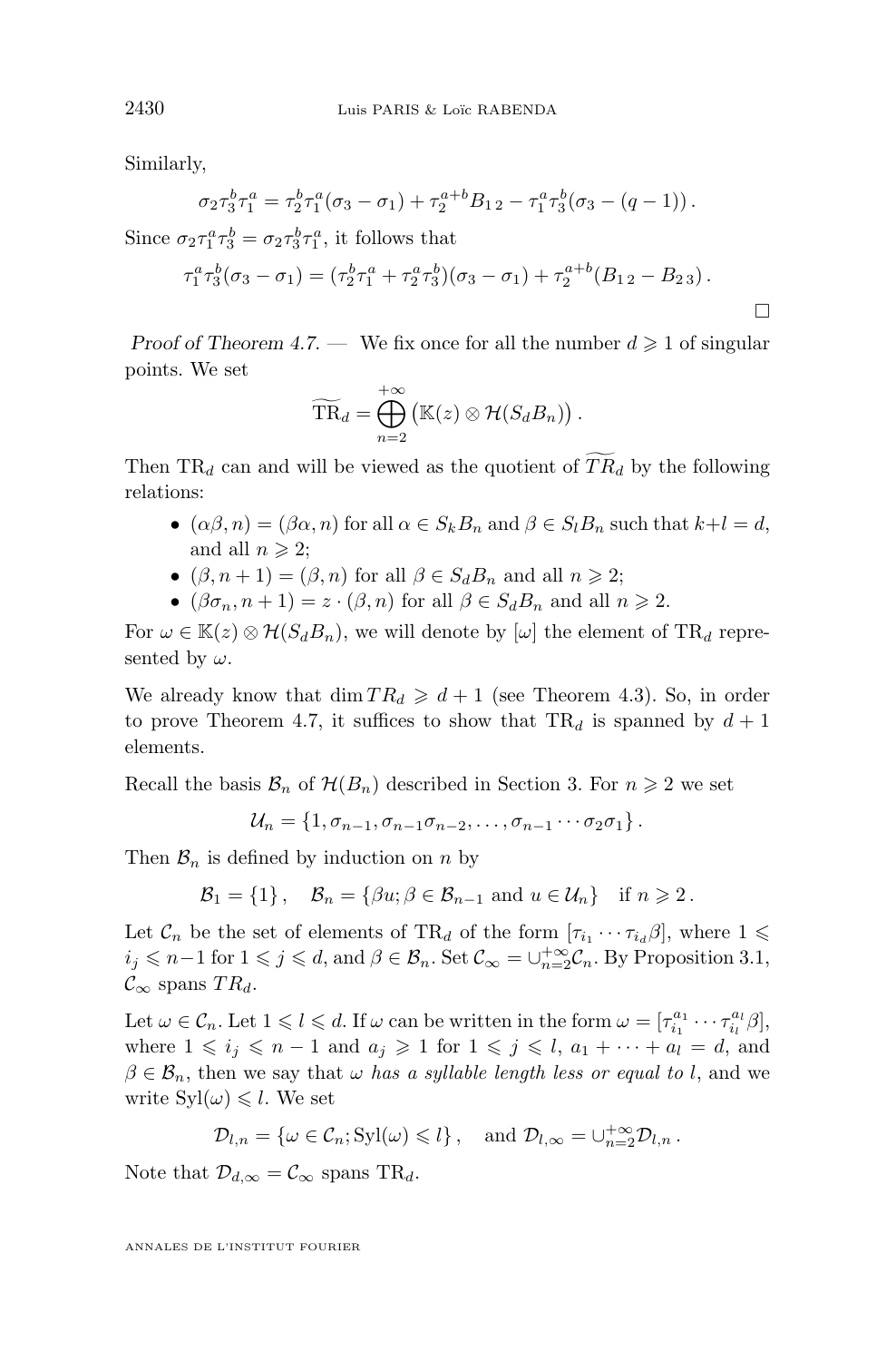Similarly,

$$\sigma_2 \tau_3^b \tau_1^a = \tau_2^b \tau_1^a (\sigma_3 - \sigma_1) + \tau_2^{a+b} B_{1\,2} - \tau_1^a \tau_3^b (\sigma_3 - (q-1))\,.$$

Since $\sigma_2 \tau_1^a \tau_3^b = \sigma_2 \tau_3^b \tau_1^a$, it follows that

$$\tau_1^a \tau_3^b (\sigma_3 - \sigma_1) = (\tau_2^b \tau_1^a + \tau_2^a \tau_3^b)(\sigma_3 - \sigma_1) + \tau_2^{a+b}(B_{1\,2} - B_{2\,3})\,.$$

$\square$

*Proof of Theorem 4.7.* — We fix once for all the number $d \geqslant 1$ of singular points. We set

$$\widetilde{\mathrm{TR}}_d = \bigoplus_{n=2}^{+\infty} \left( \mathbb{K}(z) \otimes \mathcal{H}(S_d B_n) \right).$$

Then $\mathrm{TR}_d$ can and will be viewed as the quotient of $\widetilde{TR}_d$ by the following relations:

- $(\alpha\beta, n) = (\beta\alpha, n)$ for all $\alpha \in S_k B_n$ and $\beta \in S_l B_n$ such that $k+l = d$, and all $n \geqslant 2$;
- $(\beta, n+1) = (\beta, n)$ for all $\beta \in S_d B_n$ and all $n \geqslant 2$;
- $(\beta\sigma_n, n+1) = z \cdot (\beta, n)$ for all $\beta \in S_d B_n$ and all $n \geqslant 2$.

For $\omega \in \mathbb{K}(z) \otimes \mathcal{H}(S_d B_n)$, we will denote by $[\omega]$ the element of $\mathrm{TR}_d$ represented by $\omega$.

We already know that $\dim TR_d \geqslant d+1$ (see Theorem 4.3). So, in order to prove Theorem 4.7, it suffices to show that $\mathrm{TR}_d$ is spanned by $d+1$ elements.

Recall the basis $\mathcal{B}_n$ of $\mathcal{H}(B_n)$ described in Section 3. For $n \geqslant 2$ we set

$$\mathcal{U}_n = \{1, \sigma_{n-1}, \sigma_{n-1}\sigma_{n-2}, \dots, \sigma_{n-1} \cdots \sigma_2 \sigma_1\}\,.$$

Then $\mathcal{B}_n$ is defined by induction on $n$ by

$$\mathcal{B}_1 = \{1\}\,, \quad \mathcal{B}_n = \{\beta u ; \beta \in \mathcal{B}_{n-1} \text{ and } u \in \mathcal{U}_n\} \quad \text{if } n \geqslant 2\,.$$

Let $\mathcal{C}_n$ be the set of elements of $\mathrm{TR}_d$ of the form $[\tau_{i_1} \cdots \tau_{i_d} \beta]$, where $1 \leqslant i_j \leqslant n-1$ for $1 \leqslant j \leqslant d$, and $\beta \in \mathcal{B}_n$. Set $\mathcal{C}_\infty = \cup_{n=2}^{+\infty} \mathcal{C}_n$. By Proposition 3.1, $\mathcal{C}_\infty$ spans $TR_d$.

Let $\omega \in \mathcal{C}_n$. Let $1 \leqslant l \leqslant d$. If $\omega$ can be written in the form $\omega = [\tau_{i_1}^{a_1} \cdots \tau_{i_l}^{a_l} \beta]$, where $1 \leqslant i_j \leqslant n-1$ and $a_j \geqslant 1$ for $1 \leqslant j \leqslant l$, $a_1 + \cdots + a_l = d$, and $\beta \in \mathcal{B}_n$, then we say that $\omega$ *has a syllable length less or equal to* $l$, and we write $\mathrm{Syl}(\omega) \leqslant l$. We set

$$\mathcal{D}_{l,n} = \{\omega \in \mathcal{C}_n ; \mathrm{Syl}(\omega) \leqslant l\}\,, \quad \text{and } \mathcal{D}_{l,\infty} = \cup_{n=2}^{+\infty} \mathcal{D}_{l,n}\,.$$

Note that $\mathcal{D}_{d,\infty} = \mathcal{C}_\infty$ spans $\mathrm{TR}_d$.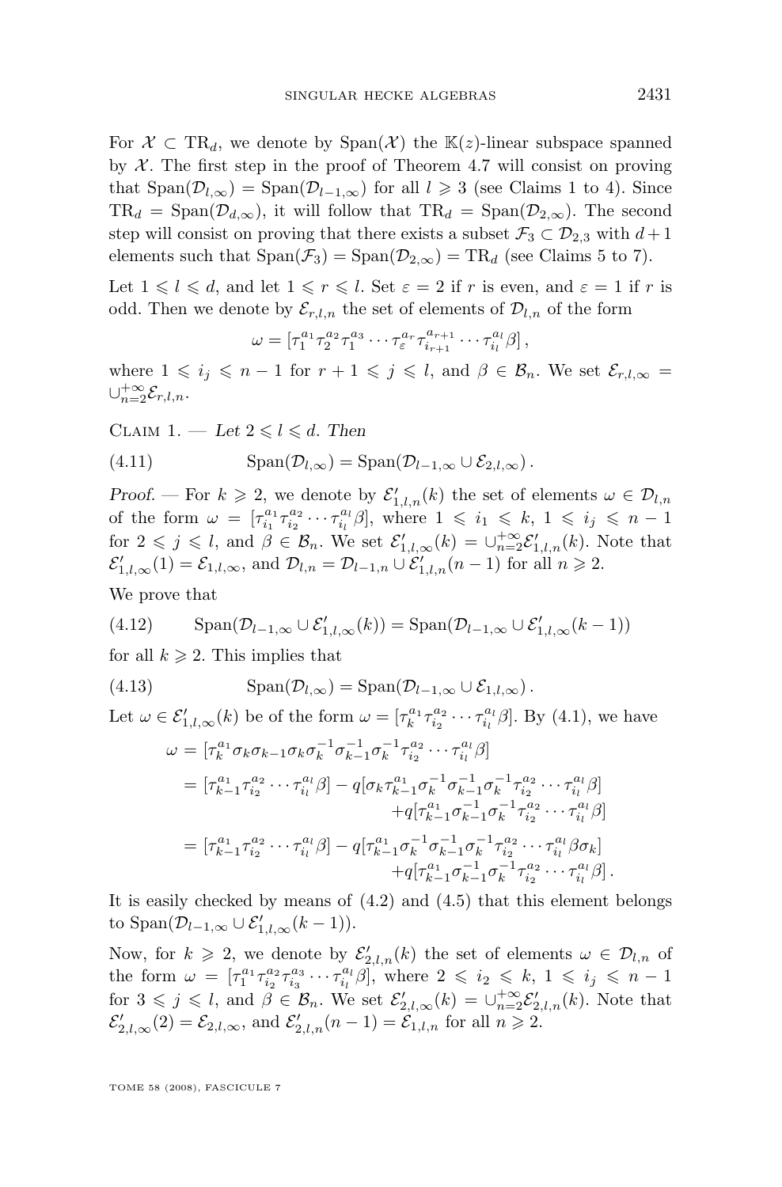For $\mathcal{X} \subset \mathrm{TR}_d$, we denote by $\mathrm{Span}(\mathcal{X})$ the $\mathbb{K}(z)$-linear subspace spanned by $\mathcal{X}$. The first step in the proof of Theorem 4.7 will consist on proving that $\mathrm{Span}(\mathcal{D}_{l,\infty}) = \mathrm{Span}(\mathcal{D}_{l-1,\infty})$ for all $l \geqslant 3$ (see Claims 1 to 4). Since $\mathrm{TR}_d = \mathrm{Span}(\mathcal{D}_{d,\infty})$, it will follow that $\mathrm{TR}_d = \mathrm{Span}(\mathcal{D}_{2,\infty})$. The second step will consist on proving that there exists a subset $\mathcal{F}_3 \subset \mathcal{D}_{2,3}$ with $d+1$ elements such that $\mathrm{Span}(\mathcal{F}_3) = \mathrm{Span}(\mathcal{D}_{2,\infty}) = \mathrm{TR}_d$ (see Claims 5 to 7).

Let $1 \leqslant l \leqslant d$, and let $1 \leqslant r \leqslant l$. Set $\varepsilon = 2$ if $r$ is even, and $\varepsilon = 1$ if $r$ is odd. Then we denote by $\mathcal{E}_{r,l,n}$ the set of elements of $\mathcal{D}_{l,n}$ of the form

$$\omega = [\tau_1^{a_1}\tau_2^{a_2}\tau_1^{a_3}\cdots\tau_\varepsilon^{a_r}\tau_{i_{r+1}}^{a_{r+1}}\cdots\tau_{i_l}^{a_l}\beta]\,,$$

where $1 \leqslant i_j \leqslant n-1$ for $r+1 \leqslant j \leqslant l$, and $\beta \in \mathcal{B}_n$. We set $\mathcal{E}_{r,l,\infty} = \cup_{n=2}^{+\infty}\mathcal{E}_{r,l,n}$.

Claim 1. — *Let $2 \leqslant l \leqslant d$. Then*

$$\mathrm{Span}(\mathcal{D}_{l,\infty}) = \mathrm{Span}(\mathcal{D}_{l-1,\infty} \cup \mathcal{E}_{2,l,\infty})\,. \tag{4.11}$$

*Proof.* — For $k \geqslant 2$, we denote by $\mathcal{E}'_{1,l,n}(k)$ the set of elements $\omega \in \mathcal{D}_{l,n}$ of the form $\omega = [\tau_{i_1}^{a_1}\tau_{i_2}^{a_2}\cdots\tau_{i_l}^{a_l}\beta]$, where $1 \leqslant i_1 \leqslant k$, $1 \leqslant i_j \leqslant n-1$ for $2 \leqslant j \leqslant l$, and $\beta \in \mathcal{B}_n$. We set $\mathcal{E}'_{1,l,\infty}(k) = \cup_{n=2}^{+\infty}\mathcal{E}'_{1,l,n}(k)$. Note that $\mathcal{E}'_{1,l,\infty}(1) = \mathcal{E}_{1,l,\infty}$, and $\mathcal{D}_{l,n} = \mathcal{D}_{l-1,n} \cup \mathcal{E}'_{1,l,n}(n-1)$ for all $n \geqslant 2$.

We prove that

$$\mathrm{Span}(\mathcal{D}_{l-1,\infty} \cup \mathcal{E}'_{1,l,\infty}(k)) = \mathrm{Span}(\mathcal{D}_{l-1,\infty} \cup \mathcal{E}'_{1,l,\infty}(k-1)) \tag{4.12}$$

for all $k \geqslant 2$. This implies that

$$\mathrm{Span}(\mathcal{D}_{l,\infty}) = \mathrm{Span}(\mathcal{D}_{l-1,\infty} \cup \mathcal{E}_{1,l,\infty})\,. \tag{4.13}$$

Let $\omega \in \mathcal{E}'_{1,l,\infty}(k)$ be of the form $\omega = [\tau_k^{a_1}\tau_{i_2}^{a_2}\cdots\tau_{i_l}^{a_l}\beta]$. By (4.1), we have

$$\begin{aligned}
\omega &= [\tau_k^{a_1}\sigma_k\sigma_{k-1}\sigma_k\sigma_k^{-1}\sigma_{k-1}^{-1}\sigma_k^{-1}\tau_{i_2}^{a_2}\cdots\tau_{i_l}^{a_l}\beta] \\
&= [\tau_{k-1}^{a_1}\tau_{i_2}^{a_2}\cdots\tau_{i_l}^{a_l}\beta] - q[\sigma_k\tau_{k-1}^{a_1}\sigma_k^{-1}\sigma_{k-1}^{-1}\sigma_k^{-1}\tau_{i_2}^{a_2}\cdots\tau_{i_l}^{a_l}\beta] \\
&\qquad\qquad + q[\tau_{k-1}^{a_1}\sigma_{k-1}^{-1}\sigma_k^{-1}\tau_{i_2}^{a_2}\cdots\tau_{i_l}^{a_l}\beta] \\
&= [\tau_{k-1}^{a_1}\tau_{i_2}^{a_2}\cdots\tau_{i_l}^{a_l}\beta] - q[\tau_{k-1}^{a_1}\sigma_k^{-1}\sigma_{k-1}^{-1}\sigma_k^{-1}\tau_{i_2}^{a_2}\cdots\tau_{i_l}^{a_l}\beta\sigma_k] \\
&\qquad\qquad + q[\tau_{k-1}^{a_1}\sigma_{k-1}^{-1}\sigma_k^{-1}\tau_{i_2}^{a_2}\cdots\tau_{i_l}^{a_l}\beta]\,.
\end{aligned}$$

It is easily checked by means of (4.2) and (4.5) that this element belongs to $\mathrm{Span}(\mathcal{D}_{l-1,\infty} \cup \mathcal{E}'_{1,l,\infty}(k-1))$.

Now, for $k \geqslant 2$, we denote by $\mathcal{E}'_{2,l,n}(k)$ the set of elements $\omega \in \mathcal{D}_{l,n}$ of the form $\omega = [\tau_1^{a_1}\tau_{i_2}^{a_2}\tau_{i_3}^{a_3}\cdots\tau_{i_l}^{a_l}\beta]$, where $2 \leqslant i_2 \leqslant k$, $1 \leqslant i_j \leqslant n-1$ for $3 \leqslant j \leqslant l$, and $\beta \in \mathcal{B}_n$. We set $\mathcal{E}'_{2,l,\infty}(k) = \cup_{n=2}^{+\infty}\mathcal{E}'_{2,l,n}(k)$. Note that $\mathcal{E}'_{2,l,\infty}(2) = \mathcal{E}_{2,l,\infty}$, and $\mathcal{E}'_{2,l,n}(n-1) = \mathcal{E}_{1,l,n}$ for all $n \geqslant 2$.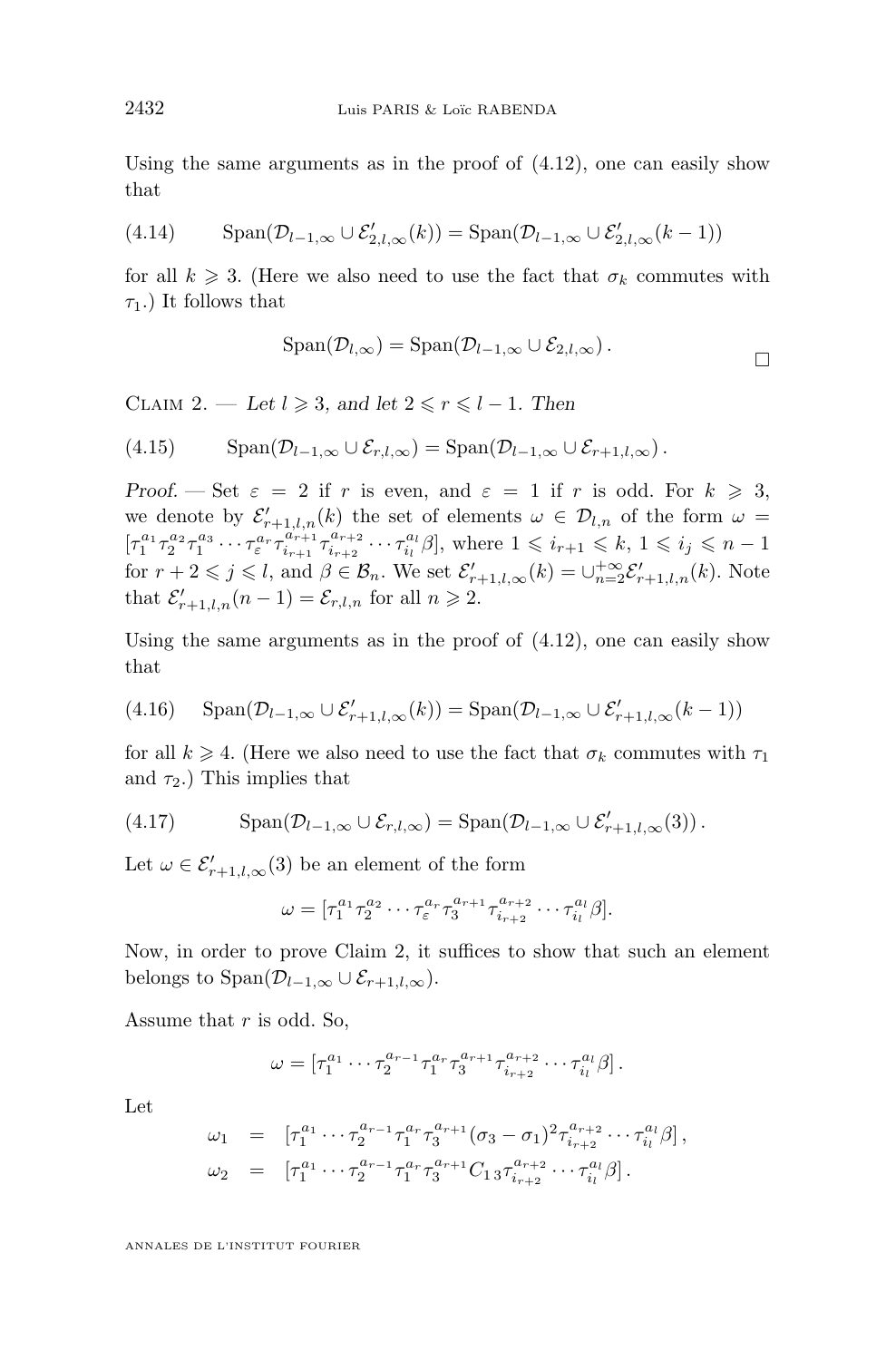Using the same arguments as in the proof of (4.12), one can easily show that

$$\text{Span}(\mathcal{D}_{l-1,\infty} \cup \mathcal{E}'_{2,l,\infty}(k)) = \text{Span}(\mathcal{D}_{l-1,\infty} \cup \mathcal{E}'_{2,l,\infty}(k-1)) \tag{4.14}$$

for all $k \geqslant 3$. (Here we also need to use the fact that $\sigma_k$ commutes with $\tau_1$.) It follows that

$$\text{Span}(\mathcal{D}_{l,\infty}) = \text{Span}(\mathcal{D}_{l-1,\infty} \cup \mathcal{E}_{2,l,\infty})\,.$$

□

Claim 2. — *Let $l \geqslant 3$, and let $2 \leqslant r \leqslant l-1$. Then*

$$\text{Span}(\mathcal{D}_{l-1,\infty} \cup \mathcal{E}_{r,l,\infty}) = \text{Span}(\mathcal{D}_{l-1,\infty} \cup \mathcal{E}_{r+1,l,\infty})\,. \tag{4.15}$$

*Proof.* — Set $\varepsilon = 2$ if $r$ is even, and $\varepsilon = 1$ if $r$ is odd. For $k \geqslant 3$, we denote by $\mathcal{E}'_{r+1,l,n}(k)$ the set of elements $\omega \in \mathcal{D}_{l,n}$ of the form $\omega = [\tau_1^{a_1}\tau_2^{a_2}\tau_1^{a_3}\cdots\tau_\varepsilon^{a_r}\tau_{i_{r+1}}^{a_{r+1}}\tau_{i_{r+2}}^{a_{r+2}}\cdots\tau_{i_l}^{a_l}\beta]$, where $1 \leqslant i_{r+1} \leqslant k$, $1 \leqslant i_j \leqslant n-1$ for $r+2 \leqslant j \leqslant l$, and $\beta \in \mathcal{B}_n$. We set $\mathcal{E}'_{r+1,l,\infty}(k) = \cup_{n=2}^{+\infty}\mathcal{E}'_{r+1,l,n}(k)$. Note that $\mathcal{E}'_{r+1,l,n}(n-1) = \mathcal{E}_{r,l,n}$ for all $n \geqslant 2$.

Using the same arguments as in the proof of (4.12), one can easily show that

$$\text{Span}(\mathcal{D}_{l-1,\infty} \cup \mathcal{E}'_{r+1,l,\infty}(k)) = \text{Span}(\mathcal{D}_{l-1,\infty} \cup \mathcal{E}'_{r+1,l,\infty}(k-1)) \tag{4.16}$$

for all $k \geqslant 4$. (Here we also need to use the fact that $\sigma_k$ commutes with $\tau_1$ and $\tau_2$.) This implies that

$$\text{Span}(\mathcal{D}_{l-1,\infty} \cup \mathcal{E}_{r,l,\infty}) = \text{Span}(\mathcal{D}_{l-1,\infty} \cup \mathcal{E}'_{r+1,l,\infty}(3))\,. \tag{4.17}$$

Let $\omega \in \mathcal{E}'_{r+1,l,\infty}(3)$ be an element of the form

$$\omega = [\tau_1^{a_1}\tau_2^{a_2}\cdots\tau_\varepsilon^{a_r}\tau_3^{a_{r+1}}\tau_{i_{r+2}}^{a_{r+2}}\cdots\tau_{i_l}^{a_l}\beta].$$

Now, in order to prove Claim 2, it suffices to show that such an element belongs to $\text{Span}(\mathcal{D}_{l-1,\infty} \cup \mathcal{E}_{r+1,l,\infty})$.

Assume that $r$ is odd. So,

$$\omega = [\tau_1^{a_1}\cdots\tau_2^{a_{r-1}}\tau_1^{a_r}\tau_3^{a_{r+1}}\tau_{i_{r+2}}^{a_{r+2}}\cdots\tau_{i_l}^{a_l}\beta]\,.$$

Let

$$\begin{aligned}
\omega_1 &= [\tau_1^{a_1}\cdots\tau_2^{a_{r-1}}\tau_1^{a_r}\tau_3^{a_{r+1}}(\sigma_3-\sigma_1)^2\tau_{i_{r+2}}^{a_{r+2}}\cdots\tau_{i_l}^{a_l}\beta]\,,\\
\omega_2 &= [\tau_1^{a_1}\cdots\tau_2^{a_{r-1}}\tau_1^{a_r}\tau_3^{a_{r+1}}C_{1\,3}\tau_{i_{r+2}}^{a_{r+2}}\cdots\tau_{i_l}^{a_l}\beta]\,.
\end{aligned}$$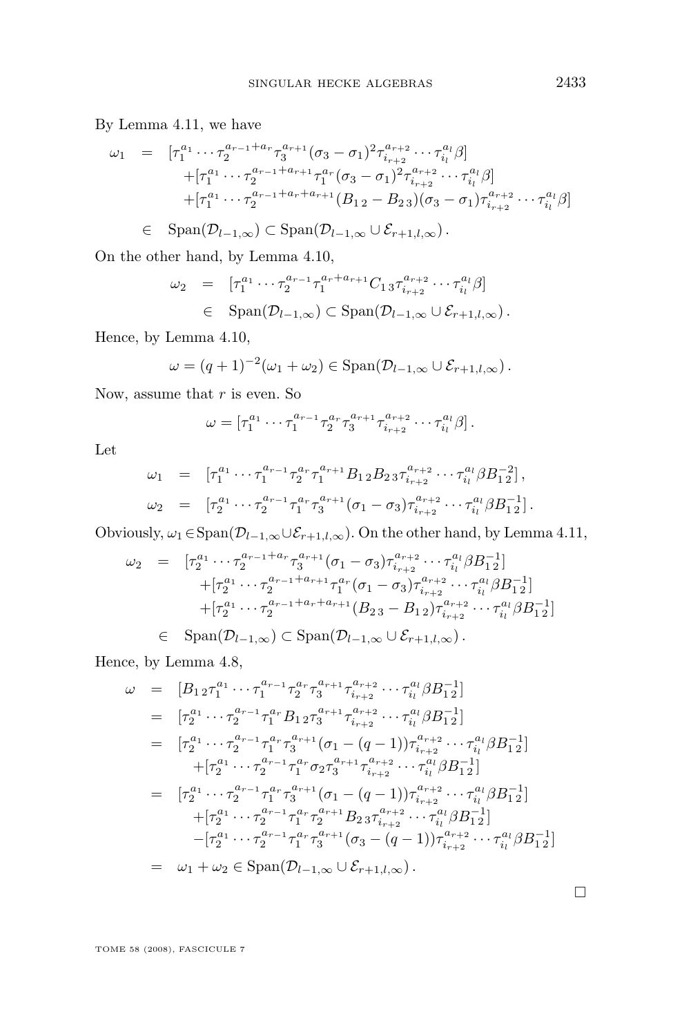By Lemma 4.11, we have

$$
\begin{aligned}
\omega_1 &= [\tau_1^{a_1}\cdots\tau_2^{a_{r-1}+a_r}\tau_3^{a_{r+1}}(\sigma_3-\sigma_1)^2\tau_{i_{r+2}}^{a_{r+2}}\cdots\tau_{i_l}^{a_l}\beta] \\
&\quad +[\tau_1^{a_1}\cdots\tau_2^{a_{r-1}+a_{r+1}}\tau_1^{a_r}(\sigma_3-\sigma_1)^2\tau_{i_{r+2}}^{a_{r+2}}\cdots\tau_{i_l}^{a_l}\beta] \\
&\quad +[\tau_1^{a_1}\cdots\tau_2^{a_{r-1}+a_r+a_{r+1}}(B_{1\,2}-B_{2\,3})(\sigma_3-\sigma_1)\tau_{i_{r+2}}^{a_{r+2}}\cdots\tau_{i_l}^{a_l}\beta] \\
&\in \operatorname{Span}(\mathcal{D}_{l-1,\infty}) \subset \operatorname{Span}(\mathcal{D}_{l-1,\infty}\cup\mathcal{E}_{r+1,l,\infty})\,.
\end{aligned}
$$

On the other hand, by Lemma 4.10,

$$
\begin{aligned}
\omega_2 &= [\tau_1^{a_1}\cdots\tau_2^{a_{r-1}}\tau_1^{a_r+a_{r+1}}C_{1\,3}\tau_{i_{r+2}}^{a_{r+2}}\cdots\tau_{i_l}^{a_l}\beta] \\
&\in \operatorname{Span}(\mathcal{D}_{l-1,\infty}) \subset \operatorname{Span}(\mathcal{D}_{l-1,\infty}\cup\mathcal{E}_{r+1,l,\infty})\,.
\end{aligned}
$$

Hence, by Lemma 4.10,

$$
\omega = (q+1)^{-2}(\omega_1+\omega_2) \in \operatorname{Span}(\mathcal{D}_{l-1,\infty}\cup\mathcal{E}_{r+1,l,\infty})\,.
$$

Now, assume that $r$ is even. So

$$
\omega = [\tau_1^{a_1}\cdots\tau_1^{a_{r-1}}\tau_2^{a_r}\tau_3^{a_{r+1}}\tau_{i_{r+2}}^{a_{r+2}}\cdots\tau_{i_l}^{a_l}\beta]\,.
$$

Let

$$
\begin{aligned}
\omega_1 &= [\tau_1^{a_1}\cdots\tau_1^{a_{r-1}}\tau_2^{a_r}\tau_1^{a_{r+1}}B_{1\,2}B_{2\,3}\tau_{i_{r+2}}^{a_{r+2}}\cdots\tau_{i_l}^{a_l}\beta B_{1\,2}^{-2}]\,, \\
\omega_2 &= [\tau_2^{a_1}\cdots\tau_2^{a_{r-1}}\tau_1^{a_r}\tau_3^{a_{r+1}}(\sigma_1-\sigma_3)\tau_{i_{r+2}}^{a_{r+2}}\cdots\tau_{i_l}^{a_l}\beta B_{1\,2}^{-1}]\,.
\end{aligned}
$$

Obviously, $\omega_1\in\operatorname{Span}(\mathcal{D}_{l-1,\infty}\cup\mathcal{E}_{r+1,l,\infty})$. On the other hand, by Lemma 4.11,

$$
\begin{aligned}
\omega_2 &= [\tau_2^{a_1}\cdots\tau_2^{a_{r-1}+a_r}\tau_3^{a_{r+1}}(\sigma_1-\sigma_3)\tau_{i_{r+2}}^{a_{r+2}}\cdots\tau_{i_l}^{a_l}\beta B_{1\,2}^{-1}] \\
&\quad +[\tau_2^{a_1}\cdots\tau_2^{a_{r-1}+a_{r+1}}\tau_1^{a_r}(\sigma_1-\sigma_3)\tau_{i_{r+2}}^{a_{r+2}}\cdots\tau_{i_l}^{a_l}\beta B_{1\,2}^{-1}] \\
&\quad +[\tau_2^{a_1}\cdots\tau_2^{a_{r-1}+a_r+a_{r+1}}(B_{2\,3}-B_{1\,2})\tau_{i_{r+2}}^{a_{r+2}}\cdots\tau_{i_l}^{a_l}\beta B_{1\,2}^{-1}] \\
&\in \operatorname{Span}(\mathcal{D}_{l-1,\infty}) \subset \operatorname{Span}(\mathcal{D}_{l-1,\infty}\cup\mathcal{E}_{r+1,l,\infty})\,.
\end{aligned}
$$

Hence, by Lemma 4.8,

$$
\begin{aligned}
\omega &= [B_{1\,2}\tau_1^{a_1}\cdots\tau_1^{a_{r-1}}\tau_2^{a_r}\tau_3^{a_{r+1}}\tau_{i_{r+2}}^{a_{r+2}}\cdots\tau_{i_l}^{a_l}\beta B_{1\,2}^{-1}] \\
&= [\tau_2^{a_1}\cdots\tau_2^{a_{r-1}}\tau_1^{a_r}B_{1\,2}\tau_3^{a_{r+1}}\tau_{i_{r+2}}^{a_{r+2}}\cdots\tau_{i_l}^{a_l}\beta B_{1\,2}^{-1}] \\
&= [\tau_2^{a_1}\cdots\tau_2^{a_{r-1}}\tau_1^{a_r}\tau_3^{a_{r+1}}(\sigma_1-(q-1))\tau_{i_{r+2}}^{a_{r+2}}\cdots\tau_{i_l}^{a_l}\beta B_{1\,2}^{-1}] \\
&\quad +[\tau_2^{a_1}\cdots\tau_2^{a_{r-1}}\tau_1^{a_r}\sigma_2\tau_3^{a_{r+1}}\tau_{i_{r+2}}^{a_{r+2}}\cdots\tau_{i_l}^{a_l}\beta B_{1\,2}^{-1}] \\
&= [\tau_2^{a_1}\cdots\tau_2^{a_{r-1}}\tau_1^{a_r}\tau_3^{a_{r+1}}(\sigma_1-(q-1))\tau_{i_{r+2}}^{a_{r+2}}\cdots\tau_{i_l}^{a_l}\beta B_{1\,2}^{-1}] \\
&\quad +[\tau_2^{a_1}\cdots\tau_2^{a_{r-1}}\tau_1^{a_r}\tau_2^{a_{r+1}}B_{2\,3}\tau_{i_{r+2}}^{a_{r+2}}\cdots\tau_{i_l}^{a_l}\beta B_{1\,2}^{-1}] \\
&\quad -[\tau_2^{a_1}\cdots\tau_2^{a_{r-1}}\tau_1^{a_r}\tau_3^{a_{r+1}}(\sigma_3-(q-1))\tau_{i_{r+2}}^{a_{r+2}}\cdots\tau_{i_l}^{a_l}\beta B_{1\,2}^{-1}] \\
&= \omega_1+\omega_2 \in \operatorname{Span}(\mathcal{D}_{l-1,\infty}\cup\mathcal{E}_{r+1,l,\infty})\,.
\end{aligned}
$$

$\square$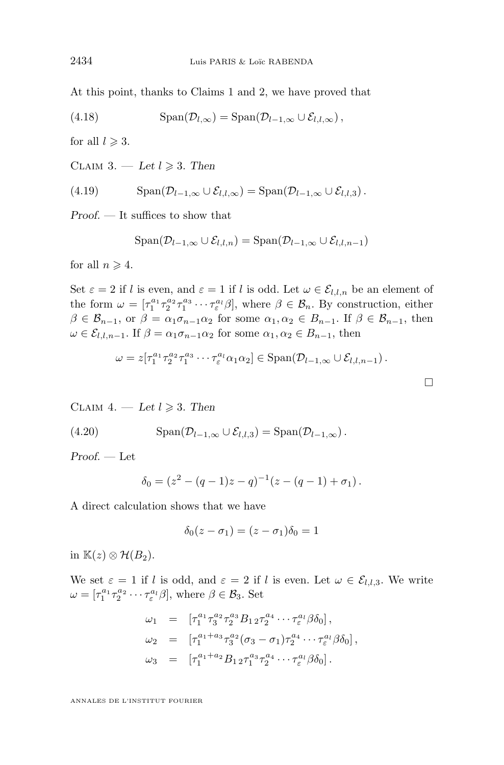At this point, thanks to Claims 1 and 2, we have proved that

$$\operatorname{Span}(\mathcal{D}_{l,\infty}) = \operatorname{Span}(\mathcal{D}_{l-1,\infty} \cup \mathcal{E}_{l,l,\infty}), \tag{4.18}$$

for all $l \geqslant 3$.

Claim 3. — *Let $l \geqslant 3$. Then*

$$\operatorname{Span}(\mathcal{D}_{l-1,\infty} \cup \mathcal{E}_{l,l,\infty}) = \operatorname{Span}(\mathcal{D}_{l-1,\infty} \cup \mathcal{E}_{l,l,3}). \tag{4.19}$$

*Proof.* — It suffices to show that

$$\operatorname{Span}(\mathcal{D}_{l-1,\infty} \cup \mathcal{E}_{l,l,n}) = \operatorname{Span}(\mathcal{D}_{l-1,\infty} \cup \mathcal{E}_{l,l,n-1})$$

for all $n \geqslant 4$.

Set $\varepsilon = 2$ if $l$ is even, and $\varepsilon = 1$ if $l$ is odd. Let $\omega \in \mathcal{E}_{l,l,n}$ be an element of the form $\omega = [\tau_1^{a_1}\tau_2^{a_2}\tau_1^{a_3}\cdots\tau_\varepsilon^{a_l}\beta]$, where $\beta \in \mathcal{B}_n$. By construction, either $\beta \in \mathcal{B}_{n-1}$, or $\beta = \alpha_1\sigma_{n-1}\alpha_2$ for some $\alpha_1, \alpha_2 \in B_{n-1}$. If $\beta \in \mathcal{B}_{n-1}$, then $\omega \in \mathcal{E}_{l,l,n-1}$. If $\beta = \alpha_1\sigma_{n-1}\alpha_2$ for some $\alpha_1, \alpha_2 \in B_{n-1}$, then

$$\omega = z[\tau_1^{a_1}\tau_2^{a_2}\tau_1^{a_3}\cdots\tau_\varepsilon^{a_l}\alpha_1\alpha_2] \in \operatorname{Span}(\mathcal{D}_{l-1,\infty} \cup \mathcal{E}_{l,l,n-1}).$$

□

Claim 4. — *Let $l \geqslant 3$. Then*

$$\operatorname{Span}(\mathcal{D}_{l-1,\infty} \cup \mathcal{E}_{l,l,3}) = \operatorname{Span}(\mathcal{D}_{l-1,\infty}). \tag{4.20}$$

*Proof.* — Let

$$\delta_0 = (z^2 - (q-1)z - q)^{-1}(z - (q-1) + \sigma_1).$$

A direct calculation shows that we have

$$\delta_0(z - \sigma_1) = (z - \sigma_1)\delta_0 = 1$$

in $\mathbb{K}(z) \otimes \mathcal{H}(B_2)$.

We set $\varepsilon = 1$ if $l$ is odd, and $\varepsilon = 2$ if $l$ is even. Let $\omega \in \mathcal{E}_{l,l,3}$. We write $\omega = [\tau_1^{a_1}\tau_2^{a_2}\cdots\tau_\varepsilon^{a_l}\beta]$, where $\beta \in \mathcal{B}_3$. Set

$$\begin{aligned}
\omega_1 &= [\tau_1^{a_1}\tau_3\tau_2^{a_3}B_{1\,2}\tau_2^{a_4}\cdots\tau_\varepsilon^{a_l}\beta\delta_0], \\
\omega_2 &= [\tau_1^{a_1+a_3}\tau_3^{a_2}(\sigma_3 - \sigma_1)\tau_2^{a_4}\cdots\tau_\varepsilon^{a_l}\beta\delta_0], \\
\omega_3 &= [\tau_1^{a_1+a_2}B_{1\,2}\tau_1^{a_3}\tau_2^{a_4}\cdots\tau_\varepsilon^{a_l}\beta\delta_0].
\end{aligned}$$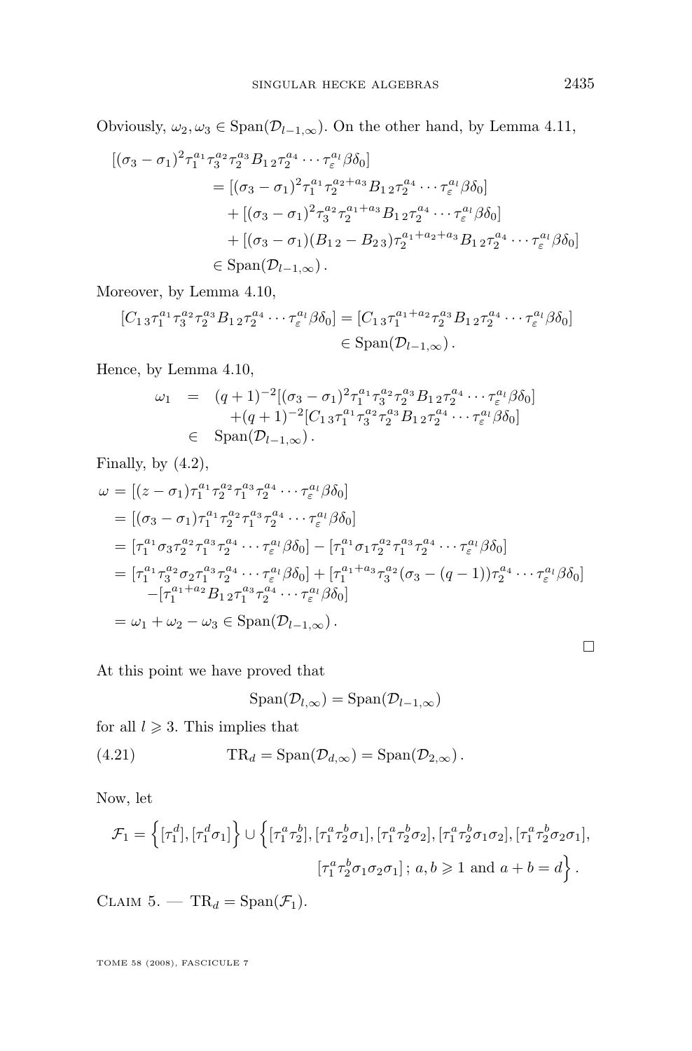Obviously, $\omega_2, \omega_3 \in \mathrm{Span}(\mathcal{D}_{l-1,\infty})$. On the other hand, by Lemma 4.11,

$$\begin{aligned}
[(\sigma_3-\sigma_1)^2\tau_1^{a_1}\tau_3^{a_2}\tau_2^{a_3}B_{1\,2}\tau_2^{a_4}\cdots\tau_\varepsilon^{a_l}\beta\delta_0]
&= [(\sigma_3-\sigma_1)^2\tau_1^{a_1}\tau_2^{a_2+a_3}B_{1\,2}\tau_2^{a_4}\cdots\tau_\varepsilon^{a_l}\beta\delta_0] \\
&\quad + [(\sigma_3-\sigma_1)^2\tau_3^{a_2}\tau_2^{a_1+a_3}B_{1\,2}\tau_2^{a_4}\cdots\tau_\varepsilon^{a_l}\beta\delta_0] \\
&\quad + [(\sigma_3-\sigma_1)(B_{1\,2}-B_{2\,3})\tau_2^{a_1+a_2+a_3}B_{1\,2}\tau_2^{a_4}\cdots\tau_\varepsilon^{a_l}\beta\delta_0] \\
&\in \mathrm{Span}(\mathcal{D}_{l-1,\infty}).
\end{aligned}$$

Moreover, by Lemma 4.10,

$$\begin{aligned}
[C_{1\,3}\tau_1^{a_1}\tau_3^{a_2}\tau_2^{a_3}B_{1\,2}\tau_2^{a_4}\cdots\tau_\varepsilon^{a_l}\beta\delta_0] &= [C_{1\,3}\tau_1^{a_1+a_2}\tau_2^{a_3}B_{1\,2}\tau_2^{a_4}\cdots\tau_\varepsilon^{a_l}\beta\delta_0] \\
&\in \mathrm{Span}(\mathcal{D}_{l-1,\infty}).
\end{aligned}$$

Hence, by Lemma 4.10,

$$\begin{aligned}
\omega_1 &= (q+1)^{-2}[(\sigma_3-\sigma_1)^2\tau_1^{a_1}\tau_3^{a_2}\tau_2^{a_3}B_{1\,2}\tau_2^{a_4}\cdots\tau_\varepsilon^{a_l}\beta\delta_0] \\
&\quad +(q+1)^{-2}[C_{1\,3}\tau_1^{a_1}\tau_3^{a_2}\tau_2^{a_3}B_{1\,2}\tau_2^{a_4}\cdots\tau_\varepsilon^{a_l}\beta\delta_0] \\
&\in \mathrm{Span}(\mathcal{D}_{l-1,\infty}).
\end{aligned}$$

Finally, by (4.2),

$$\begin{aligned}
\omega &= [(z-\sigma_1)\tau_1^{a_1}\tau_2^{a_2}\tau_1^{a_3}\tau_2^{a_4}\cdots\tau_\varepsilon^{a_l}\beta\delta_0] \\
&= [(\sigma_3-\sigma_1)\tau_1^{a_1}\tau_2^{a_2}\tau_1^{a_3}\tau_2^{a_4}\cdots\tau_\varepsilon^{a_l}\beta\delta_0] \\
&= [\tau_1^{a_1}\sigma_3\tau_2^{a_2}\tau_1^{a_3}\tau_2^{a_4}\cdots\tau_\varepsilon^{a_l}\beta\delta_0] - [\tau_1^{a_1}\sigma_1\tau_2^{a_2}\tau_1^{a_3}\tau_2^{a_4}\cdots\tau_\varepsilon^{a_l}\beta\delta_0] \\
&= [\tau_1^{a_1}\tau_3^{a_2}\sigma_2\tau_1^{a_3}\tau_2^{a_4}\cdots\tau_\varepsilon^{a_l}\beta\delta_0] + [\tau_1^{a_1+a_3}\tau_3^{a_2}(\sigma_3-(q-1))\tau_2^{a_4}\cdots\tau_\varepsilon^{a_l}\beta\delta_0] \\
&\quad -[\tau_1^{a_1+a_2}B_{1\,2}\tau_1^{a_3}\tau_2^{a_4}\cdots\tau_\varepsilon^{a_l}\beta\delta_0] \\
&= \omega_1+\omega_2-\omega_3 \in \mathrm{Span}(\mathcal{D}_{l-1,\infty}).
\end{aligned}$$

□

At this point we have proved that

$$\mathrm{Span}(\mathcal{D}_{l,\infty}) = \mathrm{Span}(\mathcal{D}_{l-1,\infty})$$

for all $l \geqslant 3$. This implies that

$$\mathrm{TR}_d = \mathrm{Span}(\mathcal{D}_{d,\infty}) = \mathrm{Span}(\mathcal{D}_{2,\infty}). \tag{4.21}$$

Now, let

$$\begin{aligned}
\mathcal{F}_1 = \Big\{[\tau_1^d],[\tau_1^d\sigma_1]\Big\} \cup \Big\{&[\tau_1^a\tau_2^b],[\tau_1^a\tau_2^b\sigma_1],[\tau_1^a\tau_2^b\sigma_2],[\tau_1^a\tau_2^b\sigma_1\sigma_2],[\tau_1^a\tau_2^b\sigma_2\sigma_1], \\
&[\tau_1^a\tau_2^b\sigma_1\sigma_2\sigma_1]\,;\, a,b\geqslant 1 \text{ and } a+b=d\Big\}.
\end{aligned}$$

Claim 5. — $\mathrm{TR}_d = \mathrm{Span}(\mathcal{F}_1)$.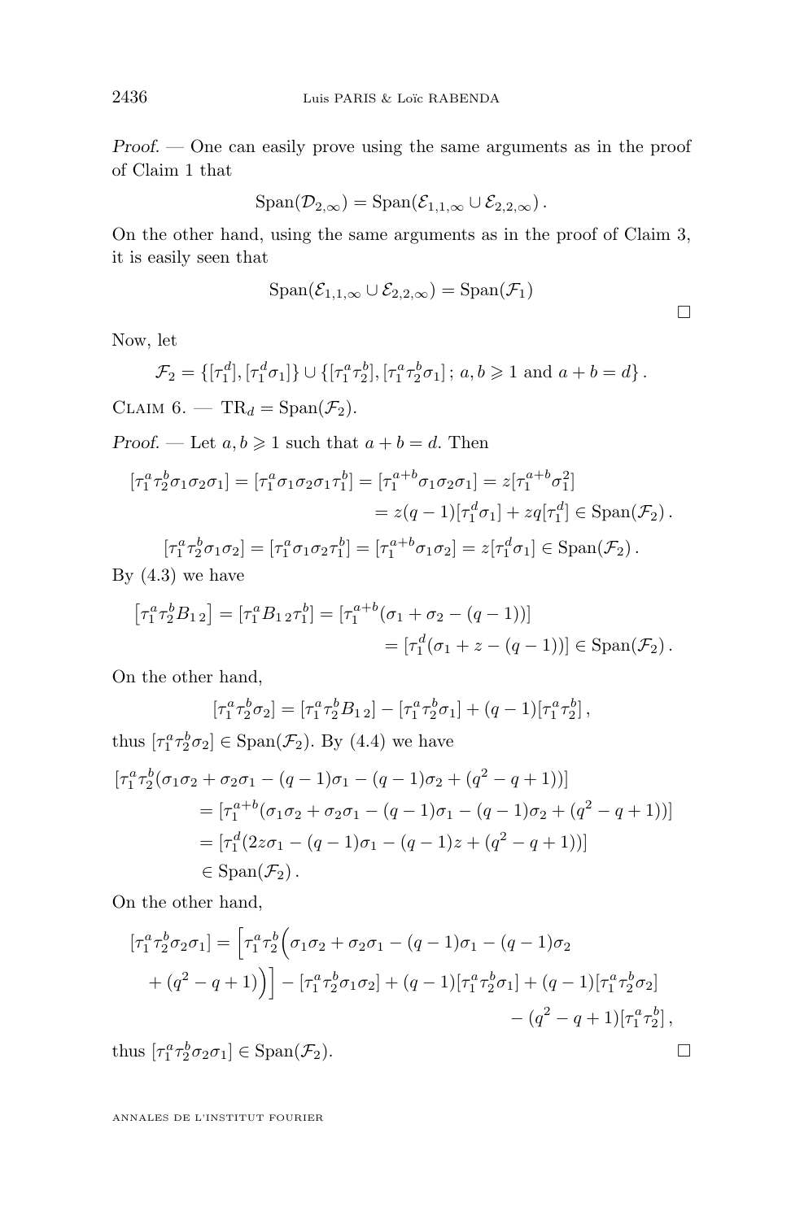*Proof.* — One can easily prove using the same arguments as in the proof of Claim 1 that

$$\mathrm{Span}(\mathcal{D}_{2,\infty}) = \mathrm{Span}(\mathcal{E}_{1,1,\infty} \cup \mathcal{E}_{2,2,\infty})\,.$$

On the other hand, using the same arguments as in the proof of Claim 3, it is easily seen that

$$\mathrm{Span}(\mathcal{E}_{1,1,\infty} \cup \mathcal{E}_{2,2,\infty}) = \mathrm{Span}(\mathcal{F}_1)$$

□

Now, let

$$\mathcal{F}_2 = \{[\tau_1^d], [\tau_1^d \sigma_1]\} \cup \{[\tau_1^a \tau_2^b], [\tau_1^a \tau_2^b \sigma_1]\,;\, a,b \geqslant 1 \text{ and } a+b=d\}\,.$$

Claim 6. — $\mathrm{TR}_d = \mathrm{Span}(\mathcal{F}_2)$.

*Proof.* — Let $a,b \geqslant 1$ such that $a+b=d$. Then

$$\begin{aligned}
[\tau_1^a \tau_2^b \sigma_1\sigma_2\sigma_1] = [\tau_1^a \sigma_1\sigma_2\sigma_1 \tau_1^b] = [\tau_1^{a+b}\sigma_1\sigma_2\sigma_1] = z[\tau_1^{a+b}\sigma_1^2]\\
= z(q-1)[\tau_1^d\sigma_1] + zq[\tau_1^d] \in \mathrm{Span}(\mathcal{F}_2)\,.
\end{aligned}$$

$$[\tau_1^a\tau_2^b\sigma_1\sigma_2] = [\tau_1^a\sigma_1\sigma_2\tau_1^b] = [\tau_1^{a+b}\sigma_1\sigma_2] = z[\tau_1^d\sigma_1] \in \mathrm{Span}(\mathcal{F}_2)\,.$$

By (4.3) we have

$$\begin{aligned}
\left[\tau_1^a\tau_2^b B_{1\,2}\right] = [\tau_1^a B_{1\,2}\tau_1^b] = [\tau_1^{a+b}(\sigma_1+\sigma_2-(q-1))]\\
= [\tau_1^d(\sigma_1+z-(q-1))] \in \mathrm{Span}(\mathcal{F}_2)\,.
\end{aligned}$$

On the other hand,

$$[\tau_1^a\tau_2^b\sigma_2] = [\tau_1^a\tau_2^b B_{1\,2}] - [\tau_1^a\tau_2^b\sigma_1] + (q-1)[\tau_1^a\tau_2^b]\,,$$

thus $[\tau_1^a\tau_2^b\sigma_2] \in \mathrm{Span}(\mathcal{F}_2)$. By (4.4) we have

$$\begin{aligned}
&[\tau_1^a\tau_2^b(\sigma_1\sigma_2+\sigma_2\sigma_1-(q-1)\sigma_1-(q-1)\sigma_2+(q^2-q+1))]\\
&\quad= [\tau_1^{a+b}(\sigma_1\sigma_2+\sigma_2\sigma_1-(q-1)\sigma_1-(q-1)\sigma_2+(q^2-q+1))]\\
&\quad= [\tau_1^d(2z\sigma_1-(q-1)\sigma_1-(q-1)z+(q^2-q+1))]\\
&\quad\in \mathrm{Span}(\mathcal{F}_2)\,.
\end{aligned}$$

On the other hand,

$$\begin{aligned}
[\tau_1^a\tau_2^b\sigma_2\sigma_1] = \Big[\tau_1^a\tau_2^b\Big(\sigma_1\sigma_2+\sigma_2\sigma_1-(q-1)\sigma_1-(q-1)\sigma_2\\
+(q^2-q+1)\Big)\Big] - [\tau_1^a\tau_2^b\sigma_1\sigma_2] + (q-1)[\tau_1^a\tau_2^b\sigma_1] + (q-1)[\tau_1^a\tau_2^b\sigma_2]\\
-(q^2-q+1)[\tau_1^a\tau_2^b]\,,
\end{aligned}$$

thus $[\tau_1^a\tau_2^b\sigma_2\sigma_1] \in \mathrm{Span}(\mathcal{F}_2)$. □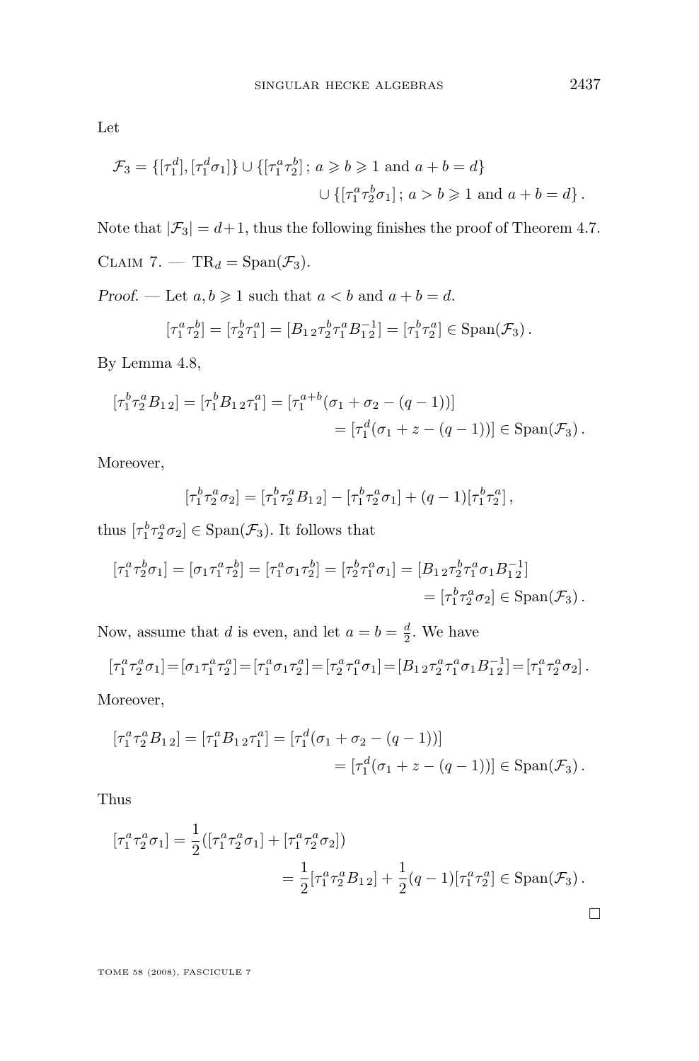Let

$$\mathcal{F}_3 = \{[\tau_1^d], [\tau_1^d \sigma_1]\} \cup \{[\tau_1^a \tau_2^b]\,;\, a \geqslant b \geqslant 1 \text{ and } a+b=d\} \\ \cup \{[\tau_1^a \tau_2^b \sigma_1]\,;\, a > b \geqslant 1 \text{ and } a+b=d\}\,.$$

Note that $|\mathcal{F}_3| = d+1$, thus the following finishes the proof of Theorem 4.7.

Claim 7. — $\mathrm{TR}_d = \mathrm{Span}(\mathcal{F}_3)$.

*Proof.* — Let $a, b \geqslant 1$ such that $a < b$ and $a+b=d$.

$$[\tau_1^a \tau_2^b] = [\tau_2^b \tau_1^a] = [B_{1\,2} \tau_2^b \tau_1^a B_{1\,2}^{-1}] = [\tau_1^b \tau_2^a] \in \mathrm{Span}(\mathcal{F}_3)\,.$$

By Lemma 4.8,

$$[\tau_1^b \tau_2^a B_{1\,2}] = [\tau_1^b B_{1\,2} \tau_1^a] = [\tau_1^{a+b}(\sigma_1 + \sigma_2 - (q-1))] \\ = [\tau_1^d(\sigma_1 + z - (q-1))] \in \mathrm{Span}(\mathcal{F}_3)\,.$$

Moreover,

$$[\tau_1^b \tau_2^a \sigma_2] = [\tau_1^b \tau_2^a B_{1\,2}] - [\tau_1^b \tau_2^a \sigma_1] + (q-1)[\tau_1^b \tau_2^a]\,,$$

thus $[\tau_1^b \tau_2^a \sigma_2] \in \mathrm{Span}(\mathcal{F}_3)$. It follows that

$$[\tau_1^a \tau_2^b \sigma_1] = [\sigma_1 \tau_1^a \tau_2^b] = [\tau_1^a \sigma_1 \tau_2^b] = [\tau_2^b \tau_1^a \sigma_1] = [B_{1\,2} \tau_2^b \tau_1^a \sigma_1 B_{1\,2}^{-1}] \\ = [\tau_1^b \tau_2^a \sigma_2] \in \mathrm{Span}(\mathcal{F}_3)\,.$$

Now, assume that $d$ is even, and let $a = b = \frac{d}{2}$. We have

$$[\tau_1^a \tau_2^a \sigma_1] = [\sigma_1 \tau_1^a \tau_2^a] = [\tau_1^a \sigma_1 \tau_2^a] = [\tau_2^a \tau_1^a \sigma_1] = [B_{1\,2} \tau_2^a \tau_1^a \sigma_1 B_{1\,2}^{-1}] = [\tau_1^a \tau_2^a \sigma_2]\,.$$

Moreover,

$$[\tau_1^a \tau_2^a B_{1\,2}] = [\tau_1^a B_{1\,2} \tau_1^a] = [\tau_1^d(\sigma_1 + \sigma_2 - (q-1))] \\ = [\tau_1^d(\sigma_1 + z - (q-1))] \in \mathrm{Span}(\mathcal{F}_3)\,.$$

Thus

$$[\tau_1^a \tau_2^a \sigma_1] = \frac{1}{2}([\tau_1^a \tau_2^a \sigma_1] + [\tau_1^a \tau_2^a \sigma_2]) \\ = \frac{1}{2}[\tau_1^a \tau_2^a B_{1\,2}] + \frac{1}{2}(q-1)[\tau_1^a \tau_2^a] \in \mathrm{Span}(\mathcal{F}_3)\,.$$

□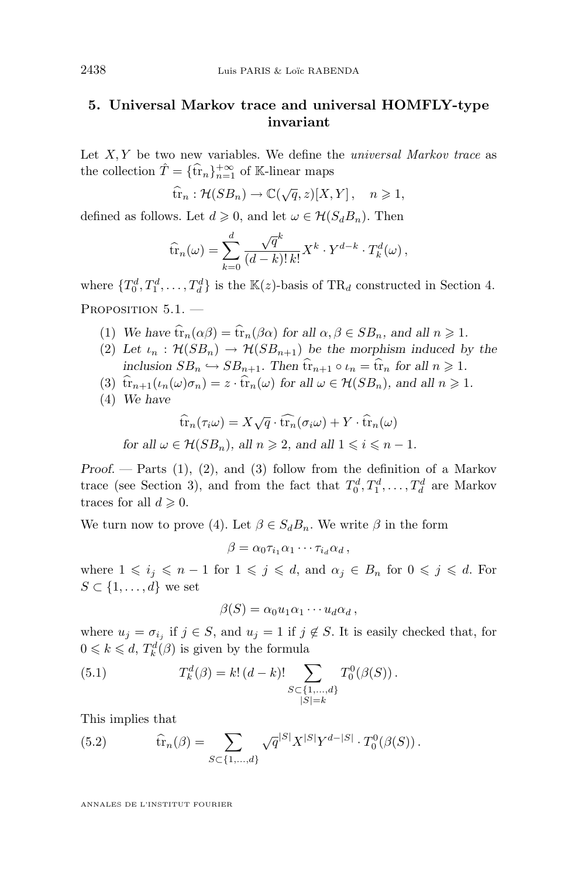## 5. Universal Markov trace and universal HOMFLY-type invariant

Let $X, Y$ be two new variables. We define the *universal Markov trace* as the collection $\hat{T} = \{\widehat{\mathrm{tr}}_n\}_{n=1}^{+\infty}$ of $\mathbb{K}$-linear maps

$$\widehat{\mathrm{tr}}_n : \mathcal{H}(SB_n) \to \mathbb{C}(\sqrt{q}, z)[X, Y]\,, \quad n \geqslant 1,$$

defined as follows. Let $d \geqslant 0$, and let $\omega \in \mathcal{H}(S_d B_n)$. Then

$$\widehat{\mathrm{tr}}_n(\omega) = \sum_{k=0}^{d} \frac{\sqrt{q}^k}{(d-k)!\,k!} X^k \cdot Y^{d-k} \cdot T_k^d(\omega)\,,$$

where $\{T_0^d, T_1^d, \dots, T_d^d\}$ is the $\mathbb{K}(z)$-basis of $\mathrm{TR}_d$ constructed in Section 4.

Proposition 5.1. —

1. *We have $\widehat{\mathrm{tr}}_n(\alpha\beta) = \widehat{\mathrm{tr}}_n(\beta\alpha)$ for all $\alpha, \beta \in SB_n$, and all $n \geqslant 1$.*
2. *Let $\iota_n : \mathcal{H}(SB_n) \to \mathcal{H}(SB_{n+1})$ be the morphism induced by the inclusion $SB_n \hookrightarrow SB_{n+1}$. Then $\widehat{\mathrm{tr}}_{n+1} \circ \iota_n = \widehat{\mathrm{tr}}_n$ for all $n \geqslant 1$.*
3. *$\widehat{\mathrm{tr}}_{n+1}(\iota_n(\omega)\sigma_n) = z \cdot \widehat{\mathrm{tr}}_n(\omega)$ for all $\omega \in \mathcal{H}(SB_n)$, and all $n \geqslant 1$.*
4. *We have*

$$\widehat{\mathrm{tr}}_n(\tau_i \omega) = X\sqrt{q} \cdot \widehat{\mathrm{tr}}_n(\sigma_i \omega) + Y \cdot \widehat{\mathrm{tr}}_n(\omega)$$

*for all $\omega \in \mathcal{H}(SB_n)$, all $n \geqslant 2$, and all $1 \leqslant i \leqslant n-1$.*

*Proof.* — Parts (1), (2), and (3) follow from the definition of a Markov trace (see Section 3), and from the fact that $T_0^d, T_1^d, \dots, T_d^d$ are Markov traces for all $d \geqslant 0$.

We turn now to prove (4). Let $\beta \in S_d B_n$. We write $\beta$ in the form

$$\beta = \alpha_0 \tau_{i_1} \alpha_1 \cdots \tau_{i_d} \alpha_d\,,$$

where $1 \leqslant i_j \leqslant n-1$ for $1 \leqslant j \leqslant d$, and $\alpha_j \in B_n$ for $0 \leqslant j \leqslant d$. For $S \subset \{1, \dots, d\}$ we set

$$\beta(S) = \alpha_0 u_1 \alpha_1 \cdots u_d \alpha_d\,,$$

where $u_j = \sigma_{i_j}$ if $j \in S$, and $u_j = 1$ if $j \notin S$. It is easily checked that, for $0 \leqslant k \leqslant d$, $T_k^d(\beta)$ is given by the formula

$$T_k^d(\beta) = k!\,(d-k)! \sum_{\substack{S \subset \{1,\dots,d\} \\ |S| = k}} T_0^0(\beta(S))\,. \tag{5.1}$$

This implies that

$$\widehat{\mathrm{tr}}_n(\beta) = \sum_{S \subset \{1,\dots,d\}} \sqrt{q}^{|S|} X^{|S|} Y^{d-|S|} \cdot T_0^0(\beta(S))\,. \tag{5.2}$$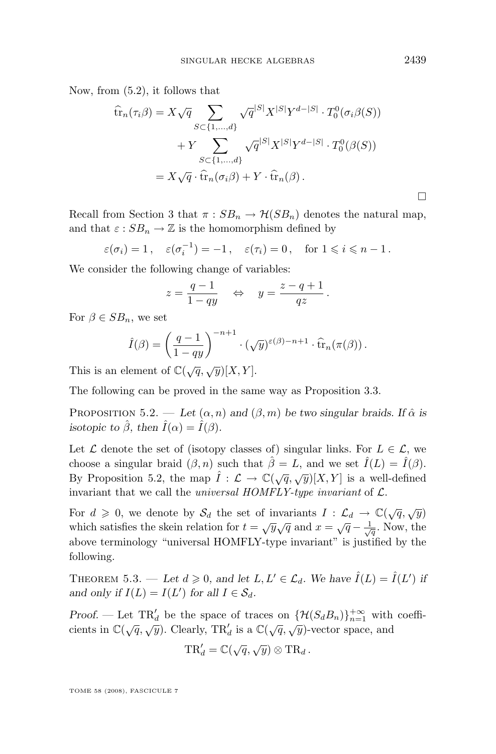Now, from (5.2), it follows that

$$
\begin{aligned}
\widehat{\mathrm{tr}}_n(\tau_i\beta) &= X\sqrt{q}\sum_{S\subset\{1,\dots,d\}} \sqrt{q}^{|S|}X^{|S|}Y^{d-|S|}\cdot T_0^0(\sigma_i\beta(S)) \\
&\quad + Y\sum_{S\subset\{1,\dots,d\}} \sqrt{q}^{|S|}X^{|S|}Y^{d-|S|}\cdot T_0^0(\beta(S)) \\
&= X\sqrt{q}\cdot\widehat{\mathrm{tr}}_n(\sigma_i\beta) + Y\cdot\widehat{\mathrm{tr}}_n(\beta)\,.
\end{aligned}
$$

□

Recall from Section 3 that $\pi : SB_n \to \mathcal{H}(SB_n)$ denotes the natural map, and that $\varepsilon : SB_n \to \mathbb{Z}$ is the homomorphism defined by

$$
\varepsilon(\sigma_i) = 1\,,\quad \varepsilon(\sigma_i^{-1}) = -1\,,\quad \varepsilon(\tau_i) = 0\,,\quad \text{for } 1 \leqslant i \leqslant n-1\,.
$$

We consider the following change of variables:

$$
z = \frac{q-1}{1-qy} \quad\Leftrightarrow\quad y = \frac{z-q+1}{qz}\,.
$$

For $\beta \in SB_n$, we set

$$
\hat{I}(\beta) = \left(\frac{q-1}{1-qy}\right)^{-n+1}\cdot(\sqrt{y})^{\varepsilon(\beta)-n+1}\cdot\widehat{\mathrm{tr}}_n(\pi(\beta))\,.
$$

This is an element of $\mathbb{C}(\sqrt{q},\sqrt{y})[X,Y]$.

The following can be proved in the same way as Proposition 3.3.

Proposition 5.2. — *Let $(\alpha,n)$ and $(\beta,m)$ be two singular braids. If $\hat{\alpha}$ is isotopic to $\hat{\beta}$, then $\hat{I}(\alpha) = \hat{I}(\beta)$.*

Let $\mathcal{L}$ denote the set of (isotopy classes of) singular links. For $L \in \mathcal{L}$, we choose a singular braid $(\beta,n)$ such that $\hat{\beta} = L$, and we set $\hat{I}(L) = \hat{I}(\beta)$. By Proposition 5.2, the map $\hat{I} : \mathcal{L} \to \mathbb{C}(\sqrt{q},\sqrt{y})[X,Y]$ is a well-defined invariant that we call the *universal HOMFLY-type invariant* of $\mathcal{L}$.

For $d \geqslant 0$, we denote by $\mathcal{S}_d$ the set of invariants $I : \mathcal{L}_d \to \mathbb{C}(\sqrt{q},\sqrt{y})$ which satisfies the skein relation for $t = \sqrt{y}\sqrt{q}$ and $x = \sqrt{q} - \frac{1}{\sqrt{q}}$. Now, the above terminology "universal HOMFLY-type invariant" is justified by the following.

Theorem 5.3. — *Let $d \geqslant 0$, and let $L, L' \in \mathcal{L}_d$. We have $\hat{I}(L) = \hat{I}(L')$ if and only if $I(L) = I(L')$ for all $I \in \mathcal{S}_d$.*

*Proof.* — Let $\mathrm{TR}'_d$ be the space of traces on $\{\mathcal{H}(S_dB_n)\}_{n=1}^{+\infty}$ with coefficients in $\mathbb{C}(\sqrt{q},\sqrt{y})$. Clearly, $\mathrm{TR}'_d$ is a $\mathbb{C}(\sqrt{q},\sqrt{y})$-vector space, and

$$
\mathrm{TR}'_d = \mathbb{C}(\sqrt{q},\sqrt{y}) \otimes \mathrm{TR}_d\,.
$$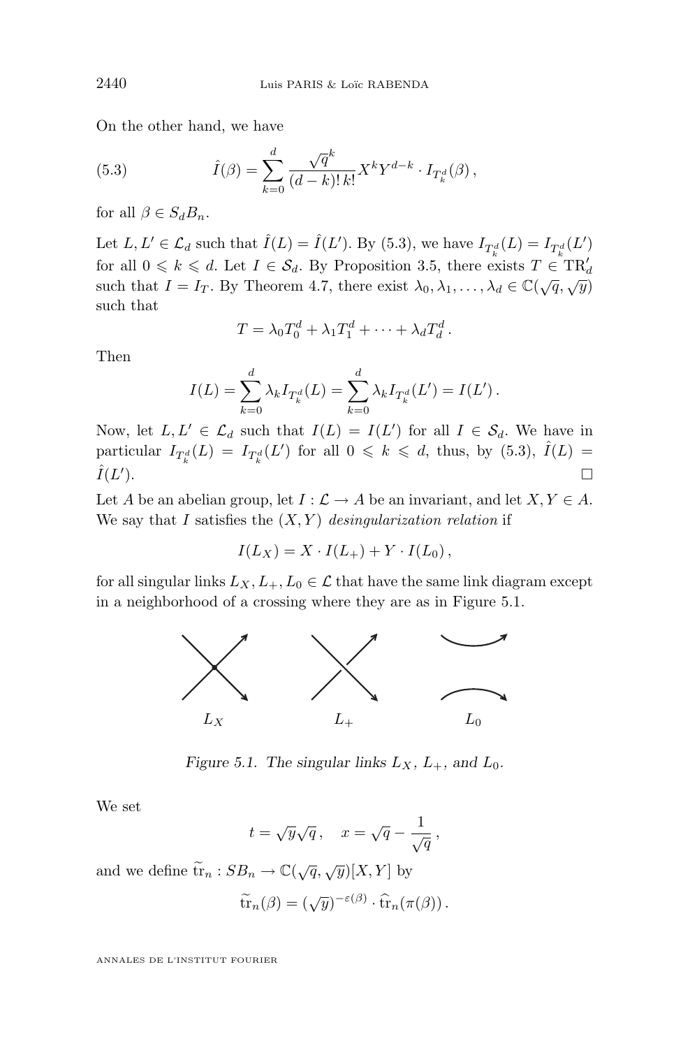On the other hand, we have

$$\hat{I}(\beta) = \sum_{k=0}^{d} \frac{\sqrt{q}^k}{(d-k)!\,k!} X^k Y^{d-k} \cdot I_{T_k^d}(\beta)\,, \tag{5.3}$$

for all $\beta \in S_d B_n$.

Let $L, L' \in \mathcal{L}_d$ such that $\hat{I}(L) = \hat{I}(L')$. By (5.3), we have $I_{T_k^d}(L) = I_{T_k^d}(L')$ for all $0 \leqslant k \leqslant d$. Let $I \in \mathcal{S}_d$. By Proposition 3.5, there exists $T \in \mathrm{TR}_d'$ such that $I = I_T$. By Theorem 4.7, there exist $\lambda_0, \lambda_1, \dots, \lambda_d \in \mathbb{C}(\sqrt{q}, \sqrt{y})$ such that

$$T = \lambda_0 T_0^d + \lambda_1 T_1^d + \cdots + \lambda_d T_d^d\,.$$

Then

$$I(L) = \sum_{k=0}^{d} \lambda_k I_{T_k^d}(L) = \sum_{k=0}^{d} \lambda_k I_{T_k^d}(L') = I(L')\,.$$

Now, let $L, L' \in \mathcal{L}_d$ such that $I(L) = I(L')$ for all $I \in \mathcal{S}_d$. We have in particular $I_{T_k^d}(L) = I_{T_k^d}(L')$ for all $0 \leqslant k \leqslant d$, thus, by (5.3), $\hat{I}(L) = \hat{I}(L')$. □

Let $A$ be an abelian group, let $I : \mathcal{L} \to A$ be an invariant, and let $X, Y \in A$. We say that $I$ satisfies the $(X, Y)$ *desingularization relation* if

$$I(L_X) = X \cdot I(L_+) + Y \cdot I(L_0)\,,$$

for all singular links $L_X, L_+, L_0 \in \mathcal{L}$ that have the same link diagram except in a neighborhood of a crossing where they are as in Figure 5.1.

*Figure 5.1. The singular links $L_X$, $L_+$, and $L_0$.*

We set

$$t = \sqrt{y}\sqrt{q}\,, \quad x = \sqrt{q} - \frac{1}{\sqrt{q}}\,,$$

and we define $\widetilde{\mathrm{tr}}_n : SB_n \to \mathbb{C}(\sqrt{q}, \sqrt{y})[X, Y]$ by

$$\widetilde{\mathrm{tr}}_n(\beta) = (\sqrt{y})^{-\varepsilon(\beta)} \cdot \widehat{\mathrm{tr}}_n(\pi(\beta))\,.$$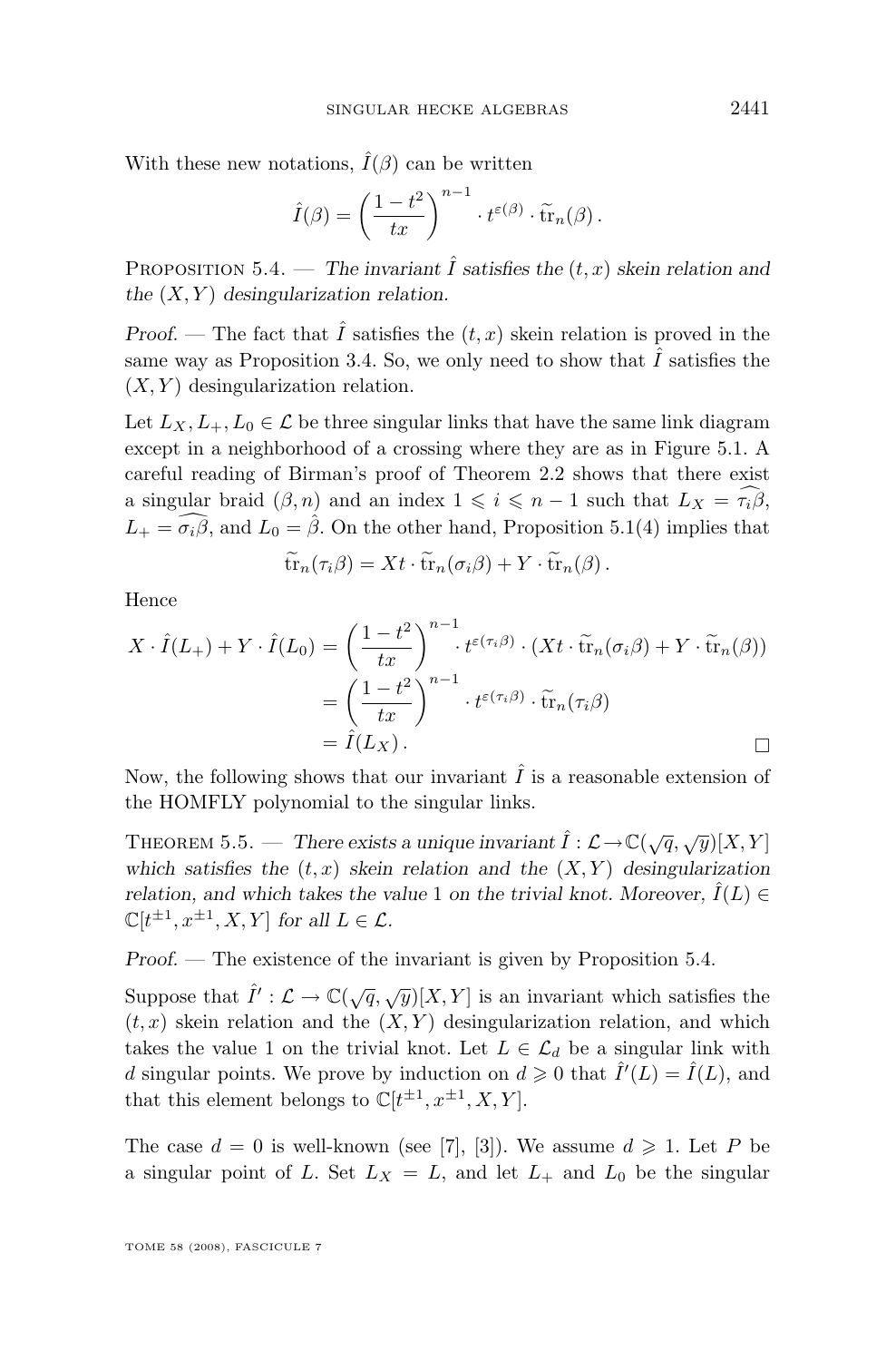With these new notations, $\hat{I}(\beta)$ can be written

$$\hat{I}(\beta) = \left(\frac{1-t^2}{tx}\right)^{n-1} \cdot t^{\varepsilon(\beta)} \cdot \widetilde{\mathrm{tr}}_n(\beta)\,.$$

Proposition 5.4. — *The invariant $\hat{I}$ satisfies the $(t,x)$ skein relation and the $(X,Y)$ desingularization relation.*

*Proof.* — The fact that $\hat{I}$ satisfies the $(t,x)$ skein relation is proved in the same way as Proposition 3.4. So, we only need to show that $\hat{I}$ satisfies the $(X,Y)$ desingularization relation.

Let $L_X, L_+, L_0 \in \mathcal{L}$ be three singular links that have the same link diagram except in a neighborhood of a crossing where they are as in Figure 5.1. A careful reading of Birman's proof of Theorem 2.2 shows that there exist a singular braid $(\beta, n)$ and an index $1 \leqslant i \leqslant n-1$ such that $L_X = \widehat{\tau_i\beta}$, $L_+ = \widehat{\sigma_i\beta}$, and $L_0 = \hat{\beta}$. On the other hand, Proposition 5.1(4) implies that

$$\widetilde{\mathrm{tr}}_n(\tau_i\beta) = Xt \cdot \widetilde{\mathrm{tr}}_n(\sigma_i\beta) + Y \cdot \widetilde{\mathrm{tr}}_n(\beta)\,.$$

Hence

$$\begin{aligned}
X \cdot \hat{I}(L_+) + Y \cdot \hat{I}(L_0) &= \left(\frac{1-t^2}{tx}\right)^{n-1} \cdot t^{\varepsilon(\tau_i\beta)} \cdot \left(Xt \cdot \widetilde{\mathrm{tr}}_n(\sigma_i\beta) + Y \cdot \widetilde{\mathrm{tr}}_n(\beta)\right) \\
&= \left(\frac{1-t^2}{tx}\right)^{n-1} \cdot t^{\varepsilon(\tau_i\beta)} \cdot \widetilde{\mathrm{tr}}_n(\tau_i\beta) \\
&= \hat{I}(L_X)\,.
\end{aligned}$$

$\square$

Now, the following shows that our invariant $\hat{I}$ is a reasonable extension of the HOMFLY polynomial to the singular links.

Theorem 5.5. — *There exists a unique invariant $\hat{I} : \mathcal{L} \to \mathbb{C}(\sqrt{q}, \sqrt{y})[X,Y]$ which satisfies the $(t,x)$ skein relation and the $(X,Y)$ desingularization relation, and which takes the value 1 on the trivial knot. Moreover, $\hat{I}(L) \in \mathbb{C}[t^{\pm 1}, x^{\pm 1}, X, Y]$ for all $L \in \mathcal{L}$.*

*Proof.* — The existence of the invariant is given by Proposition 5.4.

Suppose that $\hat{I}' : \mathcal{L} \to \mathbb{C}(\sqrt{q}, \sqrt{y})[X,Y]$ is an invariant which satisfies the $(t,x)$ skein relation and the $(X,Y)$ desingularization relation, and which takes the value 1 on the trivial knot. Let $L \in \mathcal{L}_d$ be a singular link with $d$ singular points. We prove by induction on $d \geqslant 0$ that $\hat{I}'(L) = \hat{I}(L)$, and that this element belongs to $\mathbb{C}[t^{\pm 1}, x^{\pm 1}, X, Y]$.

The case $d = 0$ is well-known (see [7], [3]). We assume $d \geqslant 1$. Let $P$ be a singular point of $L$. Set $L_X = L$, and let $L_+$ and $L_0$ be the singular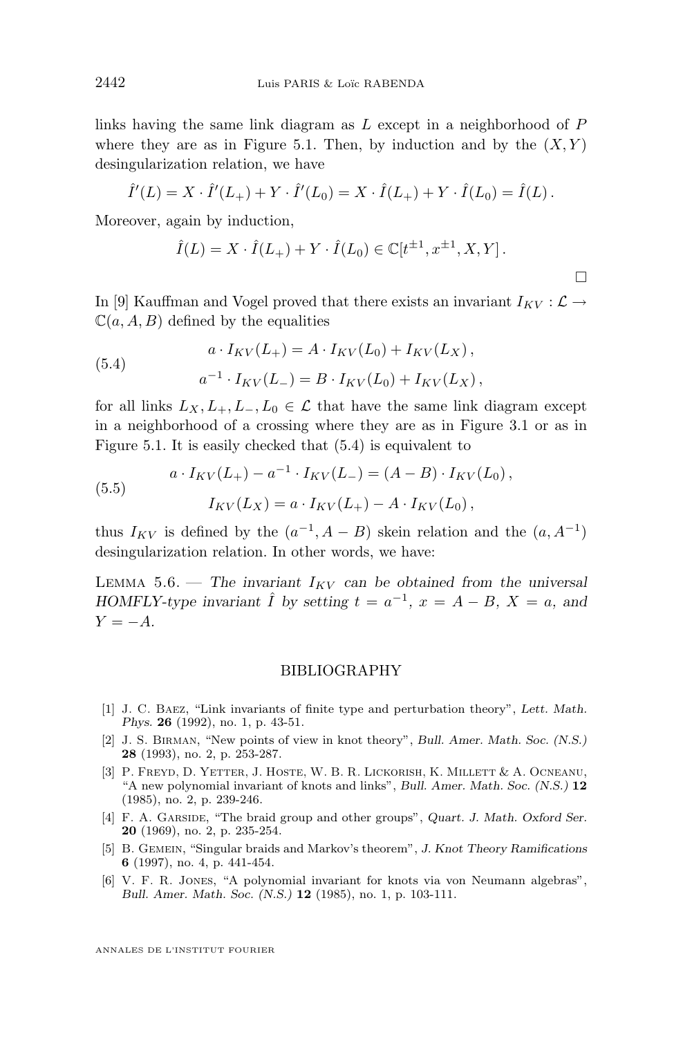links having the same link diagram as $L$ except in a neighborhood of $P$ where they are as in Figure 5.1. Then, by induction and by the $(X,Y)$ desingularization relation, we have

$$\hat{I}'(L) = X \cdot \hat{I}'(L_+) + Y \cdot \hat{I}'(L_0) = X \cdot \hat{I}(L_+) + Y \cdot \hat{I}(L_0) = \hat{I}(L)\,.$$

Moreover, again by induction,

$$\hat{I}(L) = X \cdot \hat{I}(L_+) + Y \cdot \hat{I}(L_0) \in \mathbb{C}[t^{\pm 1}, x^{\pm 1}, X, Y]\,.$$

□

In [9] Kauffman and Vogel proved that there exists an invariant $I_{KV} : \mathcal{L} \to \mathbb{C}(a, A, B)$ defined by the equalities

$$(5.4) \qquad \begin{aligned} a \cdot I_{KV}(L_+) &= A \cdot I_{KV}(L_0) + I_{KV}(L_X)\,, \\ a^{-1} \cdot I_{KV}(L_-) &= B \cdot I_{KV}(L_0) + I_{KV}(L_X)\,, \end{aligned}$$

for all links $L_X, L_+, L_-, L_0 \in \mathcal{L}$ that have the same link diagram except in a neighborhood of a crossing where they are as in Figure 3.1 or as in Figure 5.1. It is easily checked that (5.4) is equivalent to

$$(5.5) \qquad \begin{aligned} a \cdot I_{KV}(L_+) - a^{-1} \cdot I_{KV}(L_-) &= (A - B) \cdot I_{KV}(L_0)\,, \\ I_{KV}(L_X) &= a \cdot I_{KV}(L_+) - A \cdot I_{KV}(L_0)\,, \end{aligned}$$

thus $I_{KV}$ is defined by the $(a^{-1}, A - B)$ skein relation and the $(a, A^{-1})$ desingularization relation. In other words, we have:

Lemma 5.6. — *The invariant $I_{KV}$ can be obtained from the universal HOMFLY-type invariant $\hat{I}$ by setting $t = a^{-1}$, $x = A - B$, $X = a$, and $Y = -A$.*

## BIBLIOGRAPHY

[1] J. C. Baez, "Link invariants of finite type and perturbation theory", *Lett. Math. Phys.* **26** (1992), no. 1, p. 43-51.

[2] J. S. Birman, "New points of view in knot theory", *Bull. Amer. Math. Soc. (N.S.)* **28** (1993), no. 2, p. 253-287.

[3] P. Freyd, D. Yetter, J. Hoste, W. B. R. Lickorish, K. Millett & A. Ocneanu, "A new polynomial invariant of knots and links", *Bull. Amer. Math. Soc. (N.S.)* **12** (1985), no. 2, p. 239-246.

[4] F. A. Garside, "The braid group and other groups", *Quart. J. Math. Oxford Ser.* **20** (1969), no. 2, p. 235-254.

[5] B. Gemein, "Singular braids and Markov's theorem", *J. Knot Theory Ramifications* **6** (1997), no. 4, p. 441-454.

[6] V. F. R. Jones, "A polynomial invariant for knots via von Neumann algebras", *Bull. Amer. Math. Soc. (N.S.)* **12** (1985), no. 1, p. 103-111.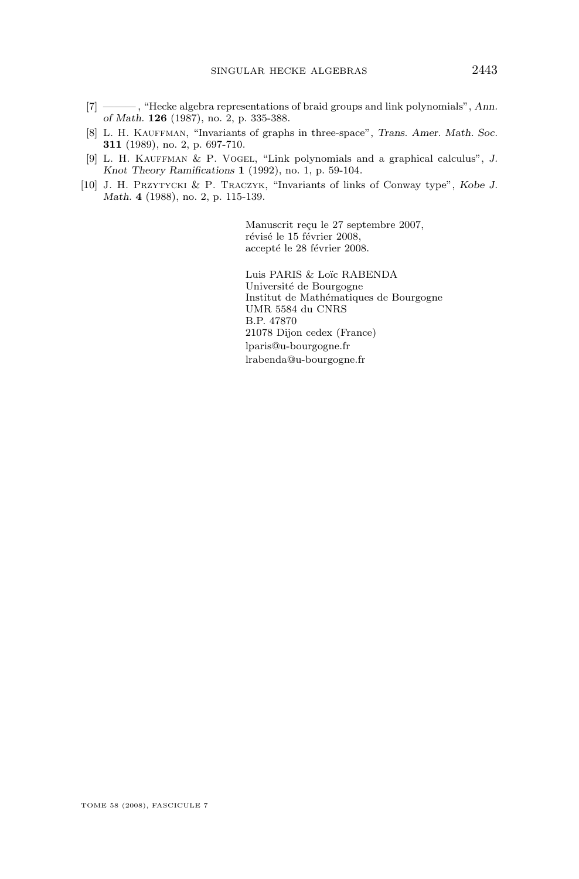[7] ———, "Hecke algebra representations of braid groups and link polynomials", *Ann. of Math.* **126** (1987), no. 2, p. 335-388.

[8] L. H. Kauffman, "Invariants of graphs in three-space", *Trans. Amer. Math. Soc.* **311** (1989), no. 2, p. 697-710.

[9] L. H. Kauffman & P. Vogel, "Link polynomials and a graphical calculus", *J. Knot Theory Ramifications* **1** (1992), no. 1, p. 59-104.

[10] J. H. Przytycki & P. Traczyk, "Invariants of links of Conway type", *Kobe J. Math.* **4** (1988), no. 2, p. 115-139.

Manuscrit reçu le 27 septembre 2007,
révisé le 15 février 2008,
accepté le 28 février 2008.

Luis PARIS & Loïc RABENDA
Université de Bourgogne
Institut de Mathématiques de Bourgogne
UMR 5584 du CNRS
B.P. 47870
21078 Dijon cedex (France)
lparis@u-bourgogne.fr
lrabenda@u-bourgogne.fr